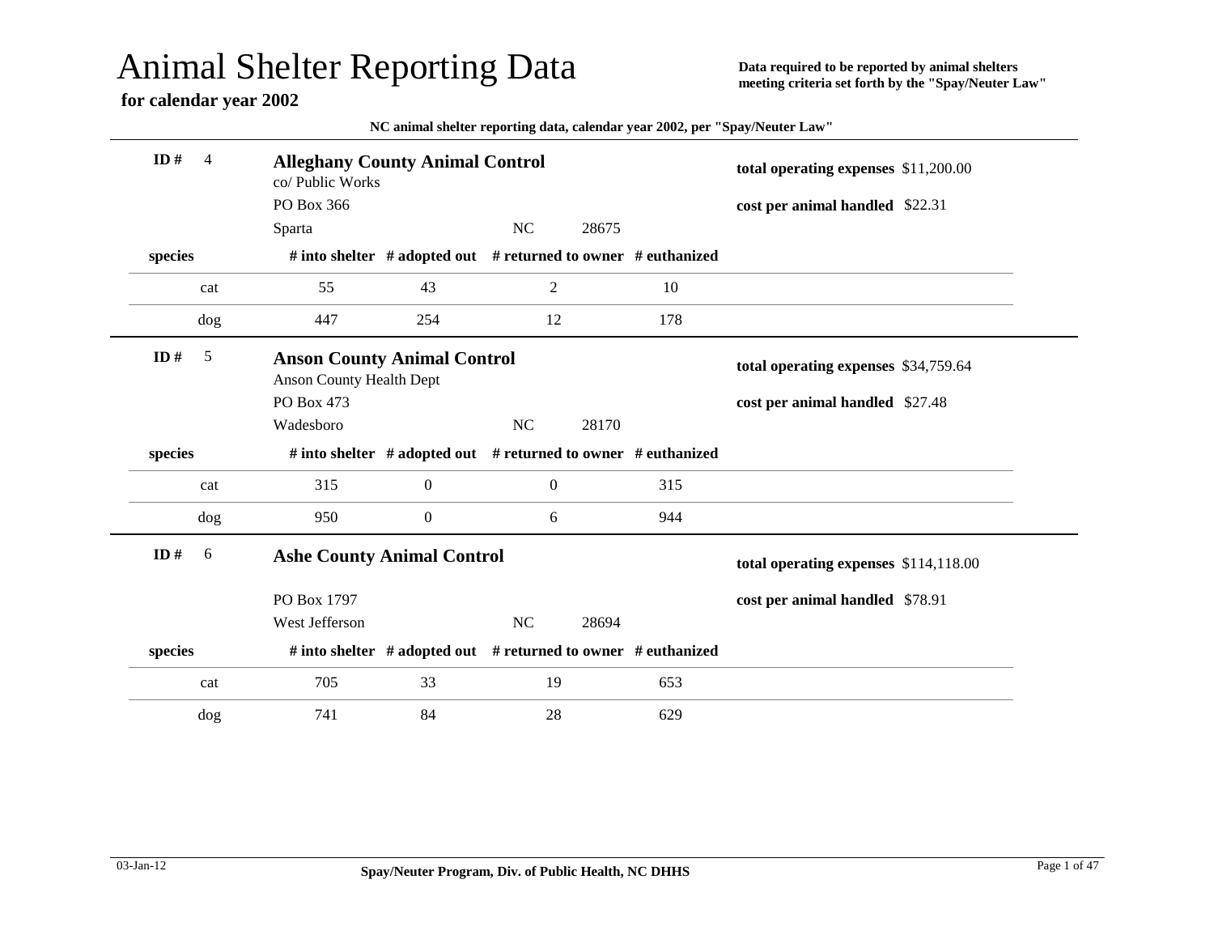# Animal Shelter Reporting Data

**for calendar year 2002**

**Data required to be reported by animal shelters meeting criteria set forth by the "Spay/Neuter Law"**

**NC animal shelter reporting data, calendar year 2002, per "Spay/Neuter Law"**

---

**ID #** 4

### Alleghany County Animal Control

co/ Public Works
PO Box 366
Sparta NC 28675

**total operating expenses** $11,200.00

**cost per animal handled** $22.31

| species | # into shelter | # adopted out | # returned to owner | # euthanized |
|---|---|---|---|---|
| cat | 55 | 43 | 2 | 10 |
| dog | 447 | 254 | 12 | 178 |

---

**ID #** 5

### Anson County Animal Control

Anson County Health Dept
PO Box 473
Wadesboro NC 28170

**total operating expenses** $34,759.64

**cost per animal handled** $27.48

| species | # into shelter | # adopted out | # returned to owner | # euthanized |
|---|---|---|---|---|
| cat | 315 | 0 | 0 | 315 |
| dog | 950 | 0 | 6 | 944 |

---

**ID #** 6

### Ashe County Animal Control

PO Box 1797
West Jefferson NC 28694

**total operating expenses** $114,118.00

**cost per animal handled** $78.91

| species | # into shelter | # adopted out | # returned to owner | # euthanized |
|---|---|---|---|---|
| cat | 705 | 33 | 19 | 653 |
| dog | 741 | 84 | 28 | 629 |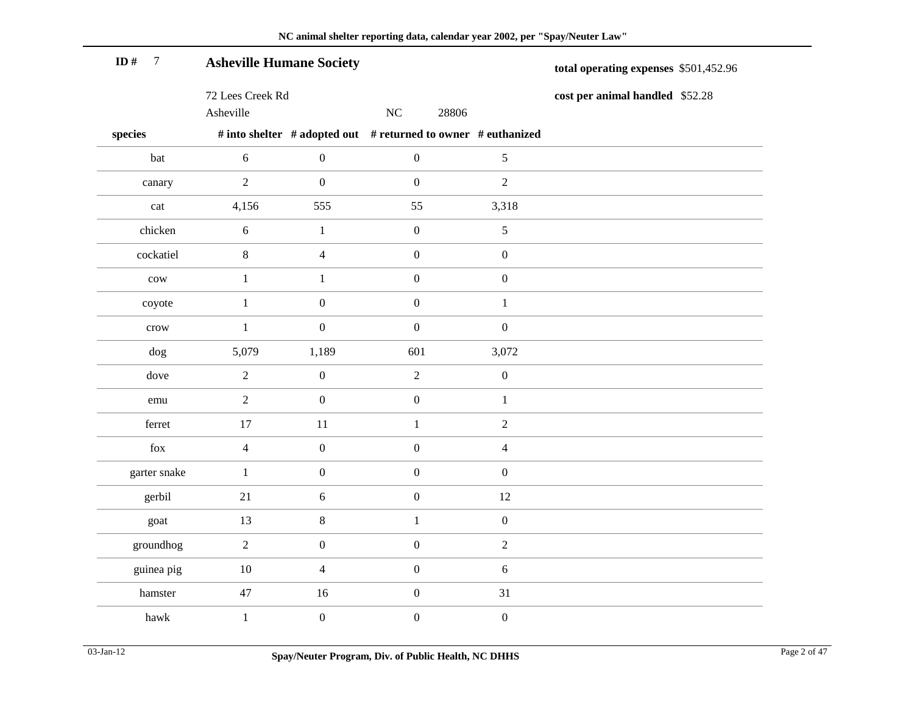**ID #** 7

## Asheville Humane Society

72 Lees Creek Rd
Asheville NC 28806

**total operating expenses** $501,452.96

**cost per animal handled** $52.28

| species | # into shelter | # adopted out | # returned to owner | # euthanized |
|---|---|---|---|---|
| bat | 6 | 0 | 0 | 5 |
| canary | 2 | 0 | 0 | 2 |
| cat | 4,156 | 555 | 55 | 3,318 |
| chicken | 6 | 1 | 0 | 5 |
| cockatiel | 8 | 4 | 0 | 0 |
| cow | 1 | 1 | 0 | 0 |
| coyote | 1 | 0 | 0 | 1 |
| crow | 1 | 0 | 0 | 0 |
| dog | 5,079 | 1,189 | 601 | 3,072 |
| dove | 2 | 0 | 2 | 0 |
| emu | 2 | 0 | 0 | 1 |
| ferret | 17 | 11 | 1 | 2 |
| fox | 4 | 0 | 0 | 4 |
| garter snake | 1 | 0 | 0 | 0 |
| gerbil | 21 | 6 | 0 | 12 |
| goat | 13 | 8 | 1 | 0 |
| groundhog | 2 | 0 | 0 | 2 |
| guinea pig | 10 | 4 | 0 | 6 |
| hamster | 47 | 16 | 0 | 31 |
| hawk | 1 | 0 | 0 | 0 |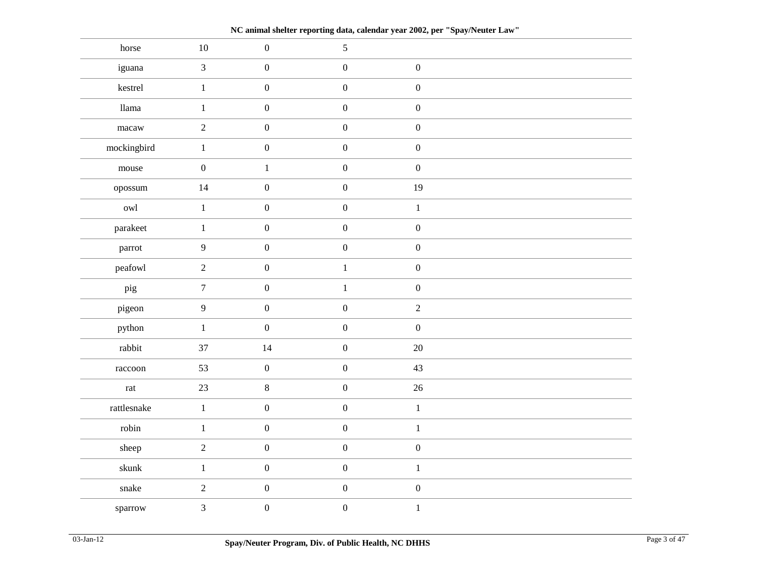**NC animal shelter reporting data, calendar year 2002, per "Spay/Neuter Law"**

| | | | | |
|---|---|---|---|---|
| horse | 10 | 0 | 5 | |
| iguana | 3 | 0 | 0 | 0 |
| kestrel | 1 | 0 | 0 | 0 |
| llama | 1 | 0 | 0 | 0 |
| macaw | 2 | 0 | 0 | 0 |
| mockingbird | 1 | 0 | 0 | 0 |
| mouse | 0 | 1 | 0 | 0 |
| opossum | 14 | 0 | 0 | 19 |
| owl | 1 | 0 | 0 | 1 |
| parakeet | 1 | 0 | 0 | 0 |
| parrot | 9 | 0 | 0 | 0 |
| peafowl | 2 | 0 | 1 | 0 |
| pig | 7 | 0 | 1 | 0 |
| pigeon | 9 | 0 | 0 | 2 |
| python | 1 | 0 | 0 | 0 |
| rabbit | 37 | 14 | 0 | 20 |
| raccoon | 53 | 0 | 0 | 43 |
| rat | 23 | 8 | 0 | 26 |
| rattlesnake | 1 | 0 | 0 | 1 |
| robin | 1 | 0 | 0 | 1 |
| sheep | 2 | 0 | 0 | 0 |
| skunk | 1 | 0 | 0 | 1 |
| snake | 2 | 0 | 0 | 0 |
| sparrow | 3 | 0 | 0 | 1 |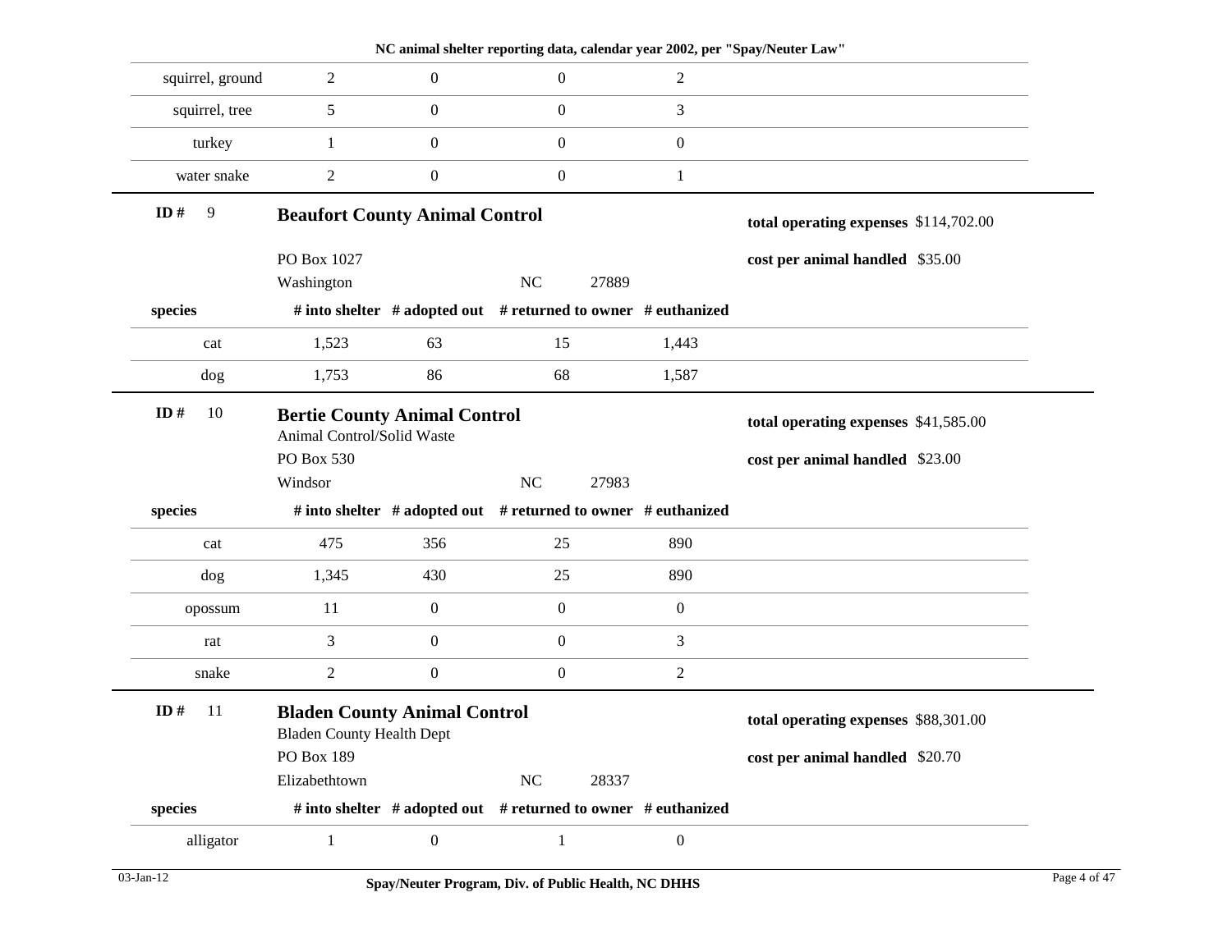| species | # into shelter | # adopted out | # returned to owner | # euthanized |
|---|---|---|---|---|
| squirrel, ground | 2 | 0 | 0 | 2 |
| squirrel, tree | 5 | 0 | 0 | 3 |
| turkey | 1 | 0 | 0 | 0 |
| water snake | 2 | 0 | 0 | 1 |

**ID #** 9

## Beaufort County Animal Control

PO Box 1027
Washington NC 27889

**total operating expenses** $114,702.00

**cost per animal handled** $35.00

| species | # into shelter | # adopted out | # returned to owner | # euthanized |
|---|---|---|---|---|
| cat | 1,523 | 63 | 15 | 1,443 |
| dog | 1,753 | 86 | 68 | 1,587 |

**ID #** 10

## Bertie County Animal Control

Animal Control/Solid Waste
PO Box 530
Windsor NC 27983

**total operating expenses** $41,585.00

**cost per animal handled** $23.00

| species | # into shelter | # adopted out | # returned to owner | # euthanized |
|---|---|---|---|---|
| cat | 475 | 356 | 25 | 890 |
| dog | 1,345 | 430 | 25 | 890 |
| opossum | 11 | 0 | 0 | 0 |
| rat | 3 | 0 | 0 | 3 |
| snake | 2 | 0 | 0 | 2 |

**ID #** 11

## Bladen County Animal Control

Bladen County Health Dept
PO Box 189
Elizabethtown NC 28337

**total operating expenses** $88,301.00

**cost per animal handled** $20.70

| species | # into shelter | # adopted out | # returned to owner | # euthanized |
|---|---|---|---|---|
| alligator | 1 | 0 | 1 | 0 |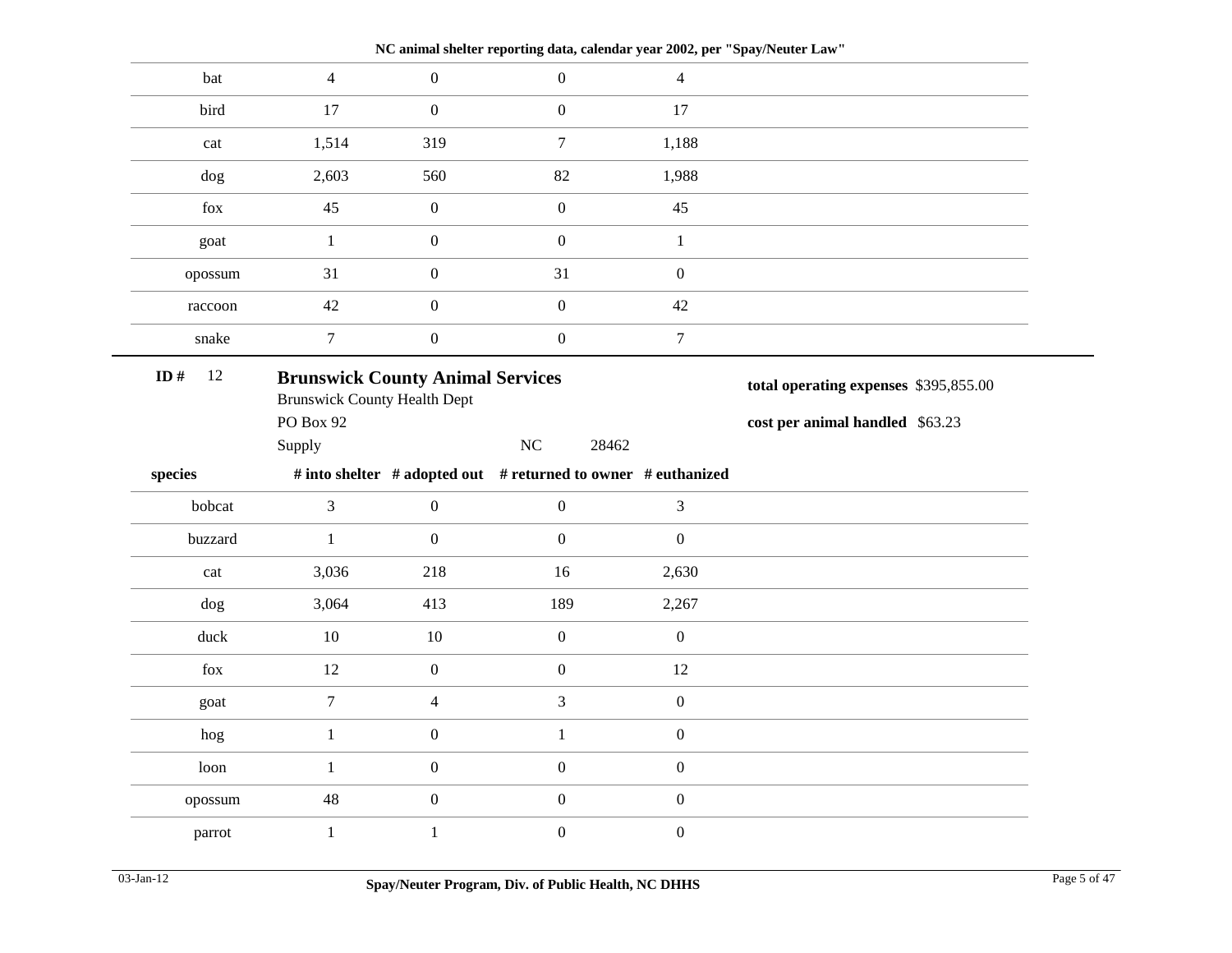NC animal shelter reporting data, calendar year 2002, per "Spay/Neuter Law"

| species | # into shelter | # adopted out | # returned to owner | # euthanized |
|---|---|---|---|---|
| bat | 4 | 0 | 0 | 4 |
| bird | 17 | 0 | 0 | 17 |
| cat | 1,514 | 319 | 7 | 1,188 |
| dog | 2,603 | 560 | 82 | 1,988 |
| fox | 45 | 0 | 0 | 45 |
| goat | 1 | 0 | 0 | 1 |
| opossum | 31 | 0 | 31 | 0 |
| raccoon | 42 | 0 | 0 | 42 |
| snake | 7 | 0 | 0 | 7 |

**ID #** 12

## Brunswick County Animal Services

Brunswick County Health Dept
PO Box 92
Supply NC 28462

**total operating expenses** $395,855.00

**cost per animal handled** $63.23

| species | # into shelter | # adopted out | # returned to owner | # euthanized |
|---|---|---|---|---|
| bobcat | 3 | 0 | 0 | 3 |
| buzzard | 1 | 0 | 0 | 0 |
| cat | 3,036 | 218 | 16 | 2,630 |
| dog | 3,064 | 413 | 189 | 2,267 |
| duck | 10 | 10 | 0 | 0 |
| fox | 12 | 0 | 0 | 12 |
| goat | 7 | 4 | 3 | 0 |
| hog | 1 | 0 | 1 | 0 |
| loon | 1 | 0 | 0 | 0 |
| opossum | 48 | 0 | 0 | 0 |
| parrot | 1 | 1 | 0 | 0 |

03-Jan-12

Spay/Neuter Program, Div. of Public Health, NC DHHS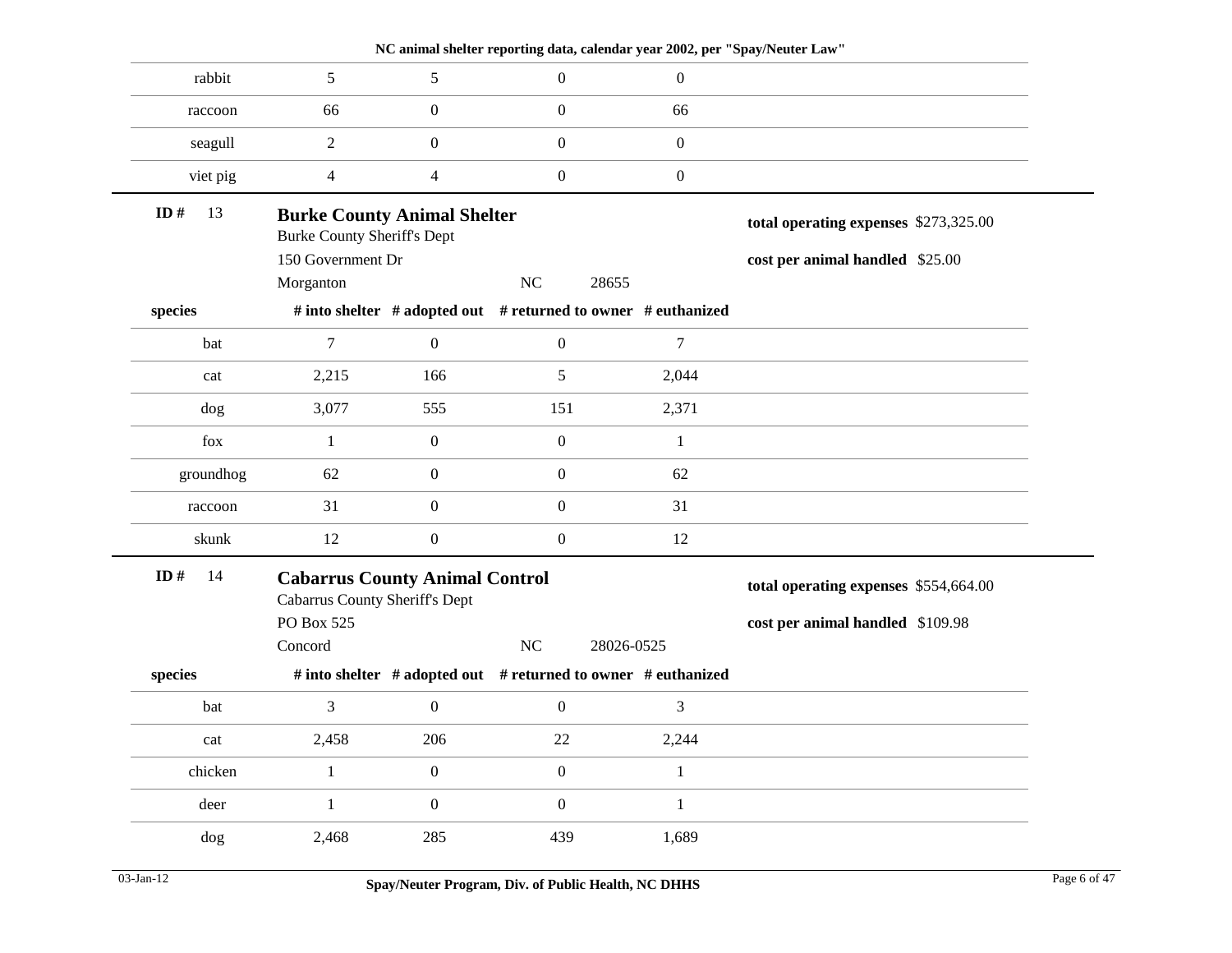| rabbit | 5 | 5 | 0 | 0 |
|---|---|---|---|---|
| raccoon | 66 | 0 | 0 | 66 |
| seagull | 2 | 0 | 0 | 0 |
| viet pig | 4 | 4 | 0 | 0 |

**ID #** 13

**Burke County Animal Shelter**
Burke County Sheriff's Dept
150 Government Dr
Morganton NC 28655

**total operating expenses** $273,325.00

**cost per animal handled** $25.00

| species | # into shelter | # adopted out | # returned to owner | # euthanized |
|---|---|---|---|---|
| bat | 7 | 0 | 0 | 7 |
| cat | 2,215 | 166 | 5 | 2,044 |
| dog | 3,077 | 555 | 151 | 2,371 |
| fox | 1 | 0 | 0 | 1 |
| groundhog | 62 | 0 | 0 | 62 |
| raccoon | 31 | 0 | 0 | 31 |
| skunk | 12 | 0 | 0 | 12 |

**ID #** 14

**Cabarrus County Animal Control**
Cabarrus County Sheriff's Dept
PO Box 525
Concord NC 28026-0525

**total operating expenses** $554,664.00

**cost per animal handled** $109.98

| species | # into shelter | # adopted out | # returned to owner | # euthanized |
|---|---|---|---|---|
| bat | 3 | 0 | 0 | 3 |
| cat | 2,458 | 206 | 22 | 2,244 |
| chicken | 1 | 0 | 0 | 1 |
| deer | 1 | 0 | 0 | 1 |
| dog | 2,468 | 285 | 439 | 1,689 |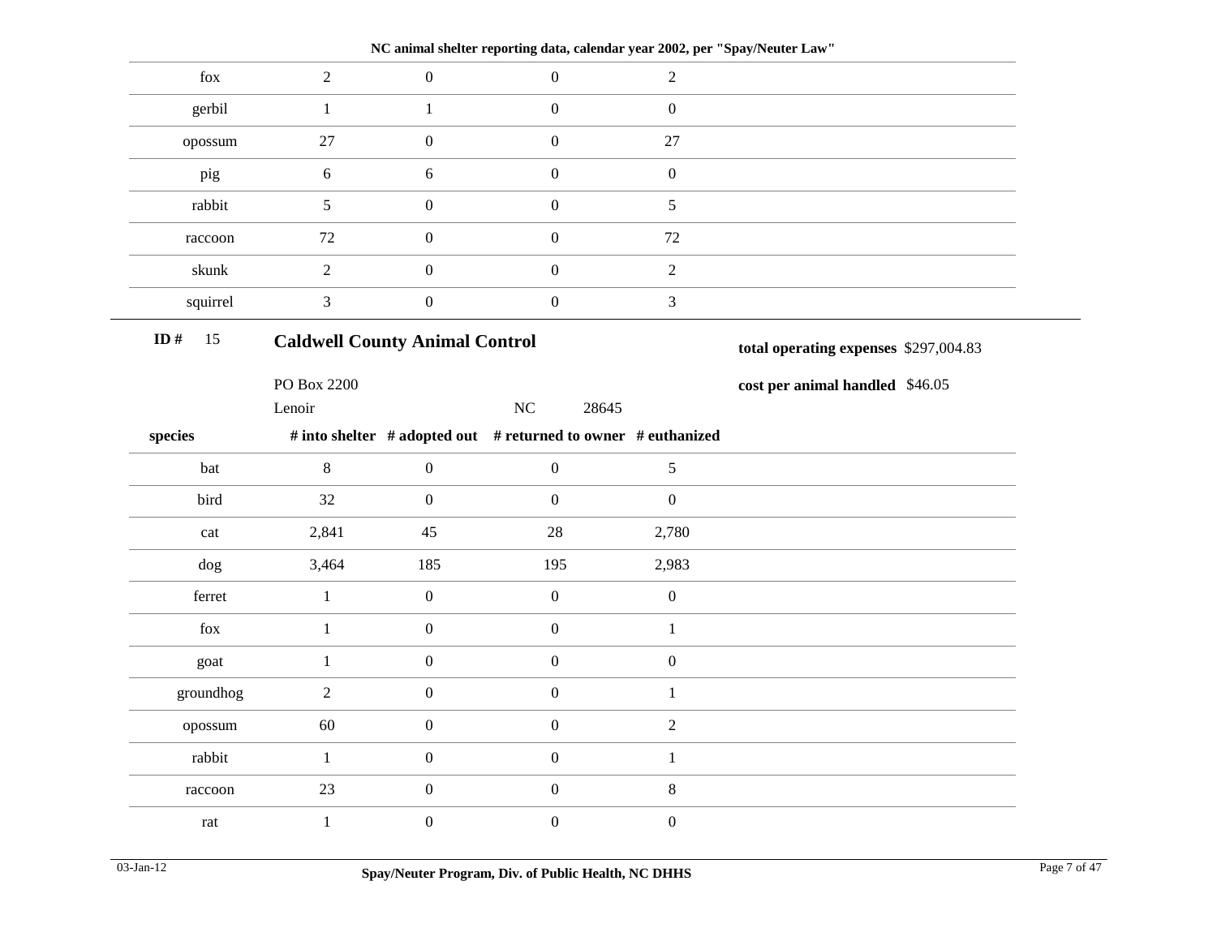| fox | 2 | 0 | 0 | 2 |
|---|---|---|---|---|
| gerbil | 1 | 1 | 0 | 0 |
| opossum | 27 | 0 | 0 | 27 |
| pig | 6 | 6 | 0 | 0 |
| rabbit | 5 | 0 | 0 | 5 |
| raccoon | 72 | 0 | 0 | 72 |
| skunk | 2 | 0 | 0 | 2 |
| squirrel | 3 | 0 | 0 | 3 |

**ID #** 15

## Caldwell County Animal Control

PO Box 2200
Lenoir NC 28645

**total operating expenses** $297,004.83

**cost per animal handled** $46.05

| species | # into shelter | # adopted out | # returned to owner | # euthanized |
|---|---|---|---|---|
| bat | 8 | 0 | 0 | 5 |
| bird | 32 | 0 | 0 | 0 |
| cat | 2,841 | 45 | 28 | 2,780 |
| dog | 3,464 | 185 | 195 | 2,983 |
| ferret | 1 | 0 | 0 | 0 |
| fox | 1 | 0 | 0 | 1 |
| goat | 1 | 0 | 0 | 0 |
| groundhog | 2 | 0 | 0 | 1 |
| opossum | 60 | 0 | 0 | 2 |
| rabbit | 1 | 0 | 0 | 1 |
| raccoon | 23 | 0 | 0 | 8 |
| rat | 1 | 0 | 0 | 0 |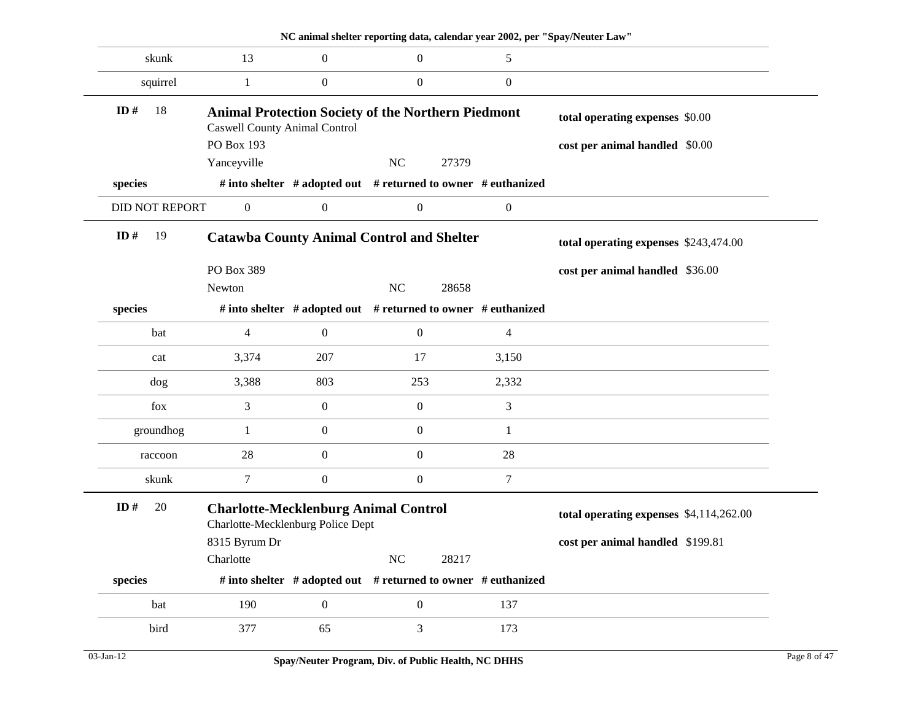| species | # into shelter | # adopted out | # returned to owner | # euthanized |
|---|---|---|---|---|
| skunk | 13 | 0 | 0 | 5 |
| squirrel | 1 | 0 | 0 | 0 |

**ID #** 18

## Animal Protection Society of the Northern Piedmont

Caswell County Animal Control
PO Box 193
Yanceyville NC 27379

**total operating expenses** $0.00

**cost per animal handled** $0.00

| species | # into shelter | # adopted out | # returned to owner | # euthanized |
|---|---|---|---|---|
| DID NOT REPORT | 0 | 0 | 0 | 0 |

**ID #** 19

## Catawba County Animal Control and Shelter

PO Box 389
Newton NC 28658

**total operating expenses** $243,474.00

**cost per animal handled** $36.00

| species | # into shelter | # adopted out | # returned to owner | # euthanized |
|---|---|---|---|---|
| bat | 4 | 0 | 0 | 4 |
| cat | 3,374 | 207 | 17 | 3,150 |
| dog | 3,388 | 803 | 253 | 2,332 |
| fox | 3 | 0 | 0 | 3 |
| groundhog | 1 | 0 | 0 | 1 |
| raccoon | 28 | 0 | 0 | 28 |
| skunk | 7 | 0 | 0 | 7 |

**ID #** 20

## Charlotte-Mecklenburg Animal Control

Charlotte-Mecklenburg Police Dept
8315 Byrum Dr
Charlotte NC 28217

**total operating expenses** $4,114,262.00

**cost per animal handled** $199.81

| species | # into shelter | # adopted out | # returned to owner | # euthanized |
|---|---|---|---|---|
| bat | 190 | 0 | 0 | 137 |
| bird | 377 | 65 | 3 | 173 |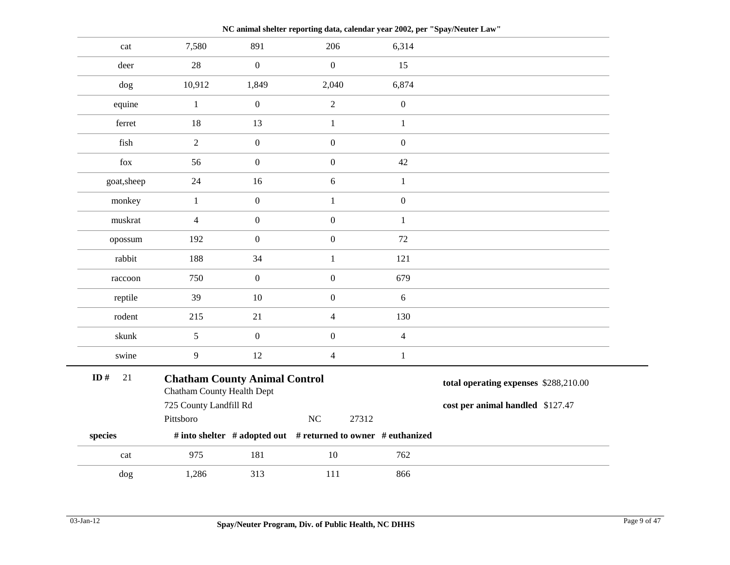NC animal shelter reporting data, calendar year 2002, per "Spay/Neuter Law"

| species | # into shelter | # adopted out | # returned to owner | # euthanized |
| --- | --- | --- | --- | --- |
| cat | 7,580 | 891 | 206 | 6,314 |
| deer | 28 | 0 | 0 | 15 |
| dog | 10,912 | 1,849 | 2,040 | 6,874 |
| equine | 1 | 0 | 2 | 0 |
| ferret | 18 | 13 | 1 | 1 |
| fish | 2 | 0 | 0 | 0 |
| fox | 56 | 0 | 0 | 42 |
| goat,sheep | 24 | 16 | 6 | 1 |
| monkey | 1 | 0 | 1 | 0 |
| muskrat | 4 | 0 | 0 | 1 |
| opossum | 192 | 0 | 0 | 72 |
| rabbit | 188 | 34 | 1 | 121 |
| raccoon | 750 | 0 | 0 | 679 |
| reptile | 39 | 10 | 0 | 6 |
| rodent | 215 | 21 | 4 | 130 |
| skunk | 5 | 0 | 0 | 4 |
| swine | 9 | 12 | 4 | 1 |

**ID #** 21

## Chatham County Animal Control

Chatham County Health Dept
725 County Landfill Rd
Pittsboro NC 27312

**total operating expenses** $288,210.00

**cost per animal handled** $127.47

| species | # into shelter | # adopted out | # returned to owner | # euthanized |
| --- | --- | --- | --- | --- |
| cat | 975 | 181 | 10 | 762 |
| dog | 1,286 | 313 | 111 | 866 |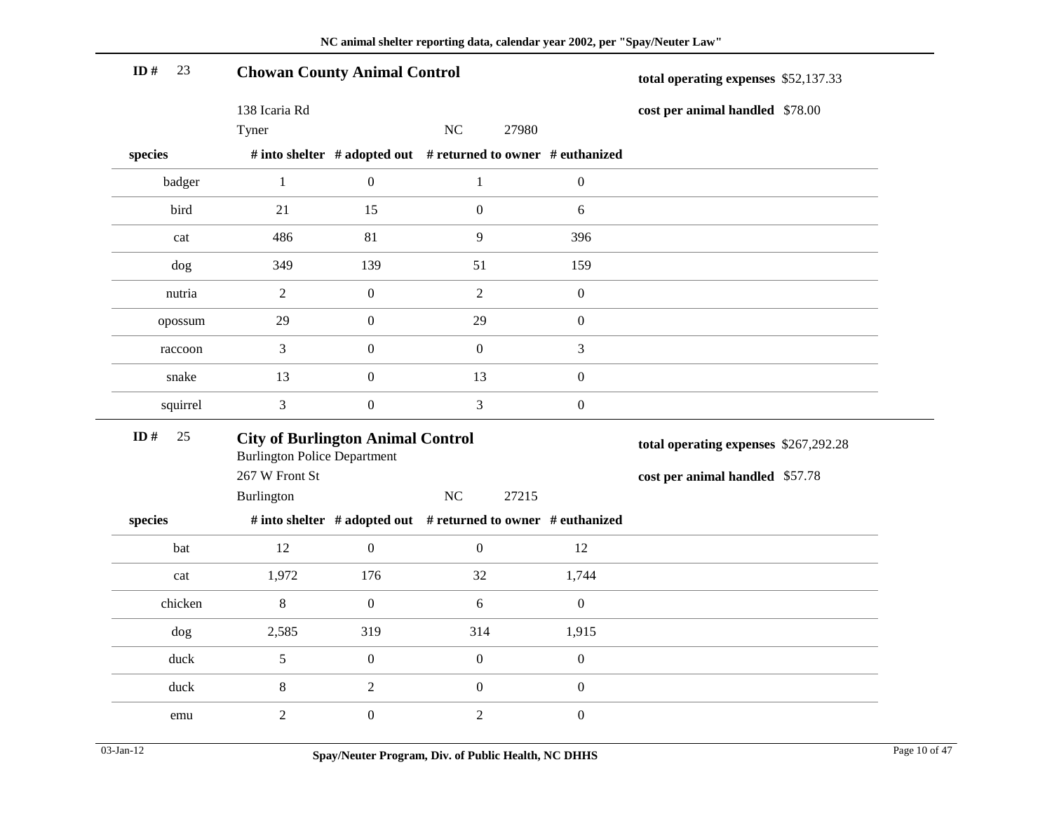**ID #** 23

## Chowan County Animal Control

138 Icaria Rd
Tyner NC 27980

**total operating expenses** $52,137.33

**cost per animal handled** $78.00

| species | # into shelter | # adopted out | # returned to owner | # euthanized |
|---|---|---|---|---|
| badger | 1 | 0 | 1 | 0 |
| bird | 21 | 15 | 0 | 6 |
| cat | 486 | 81 | 9 | 396 |
| dog | 349 | 139 | 51 | 159 |
| nutria | 2 | 0 | 2 | 0 |
| opossum | 29 | 0 | 29 | 0 |
| raccoon | 3 | 0 | 0 | 3 |
| snake | 13 | 0 | 13 | 0 |
| squirrel | 3 | 0 | 3 | 0 |

**ID #** 25

## City of Burlington Animal Control

Burlington Police Department
267 W Front St
Burlington NC 27215

**total operating expenses** $267,292.28

**cost per animal handled** $57.78

| species | # into shelter | # adopted out | # returned to owner | # euthanized |
|---|---|---|---|---|
| bat | 12 | 0 | 0 | 12 |
| cat | 1,972 | 176 | 32 | 1,744 |
| chicken | 8 | 0 | 6 | 0 |
| dog | 2,585 | 319 | 314 | 1,915 |
| duck | 5 | 0 | 0 | 0 |
| duck | 8 | 2 | 0 | 0 |
| emu | 2 | 0 | 2 | 0 |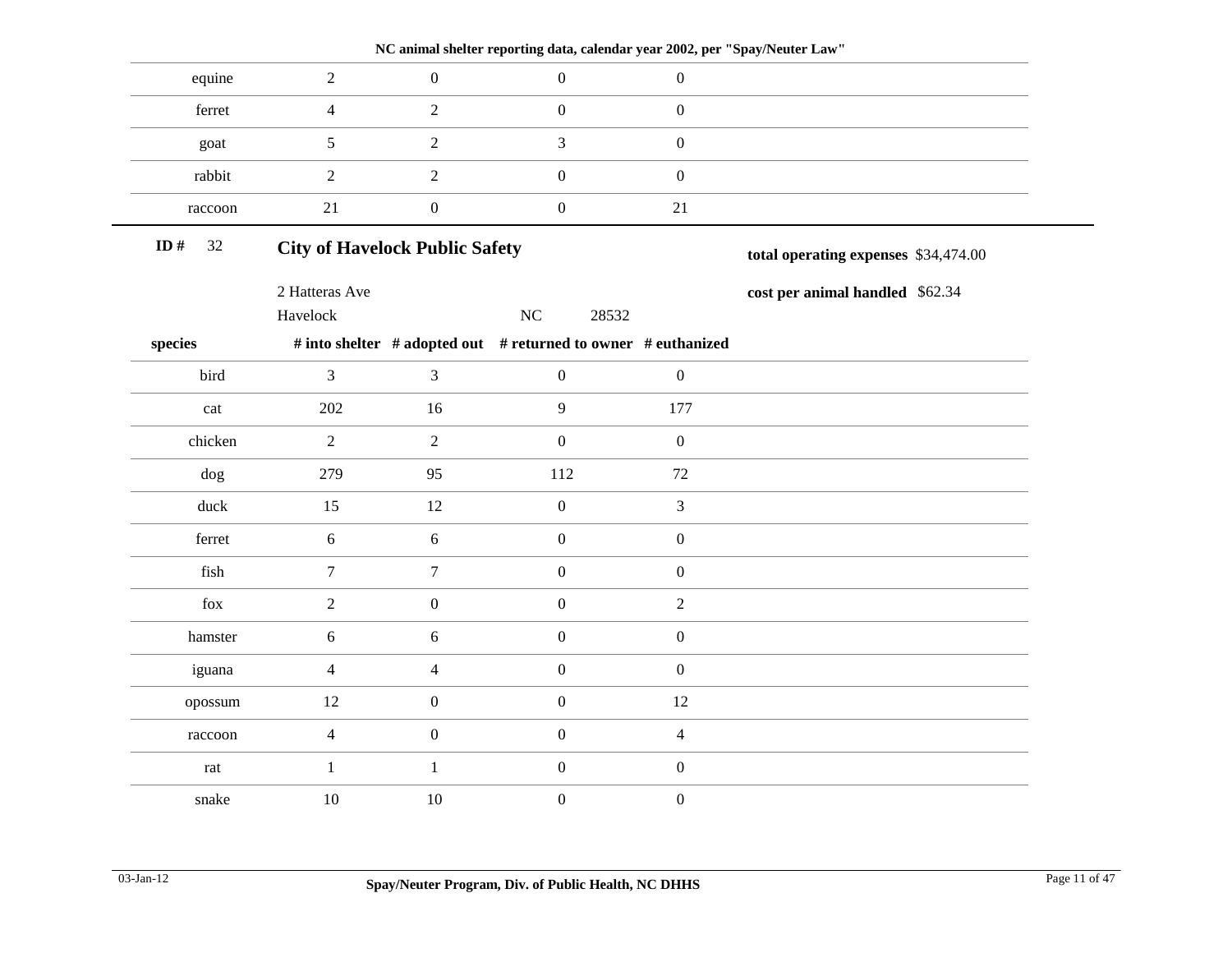| equine | 2 | 0 | 0 | 0 |
|---|---|---|---|---|
| ferret | 4 | 2 | 0 | 0 |
| goat | 5 | 2 | 3 | 0 |
| rabbit | 2 | 2 | 0 | 0 |
| raccoon | 21 | 0 | 0 | 21 |

**ID #** 32

## City of Havelock Public Safety

2 Hatteras Ave
Havelock NC 28532

**total operating expenses** $34,474.00

**cost per animal handled** $62.34

| species | # into shelter | # adopted out | # returned to owner | # euthanized |
|---|---|---|---|---|
| bird | 3 | 3 | 0 | 0 |
| cat | 202 | 16 | 9 | 177 |
| chicken | 2 | 2 | 0 | 0 |
| dog | 279 | 95 | 112 | 72 |
| duck | 15 | 12 | 0 | 3 |
| ferret | 6 | 6 | 0 | 0 |
| fish | 7 | 7 | 0 | 0 |
| fox | 2 | 0 | 0 | 2 |
| hamster | 6 | 6 | 0 | 0 |
| iguana | 4 | 4 | 0 | 0 |
| opossum | 12 | 0 | 0 | 12 |
| raccoon | 4 | 0 | 0 | 4 |
| rat | 1 | 1 | 0 | 0 |
| snake | 10 | 10 | 0 | 0 |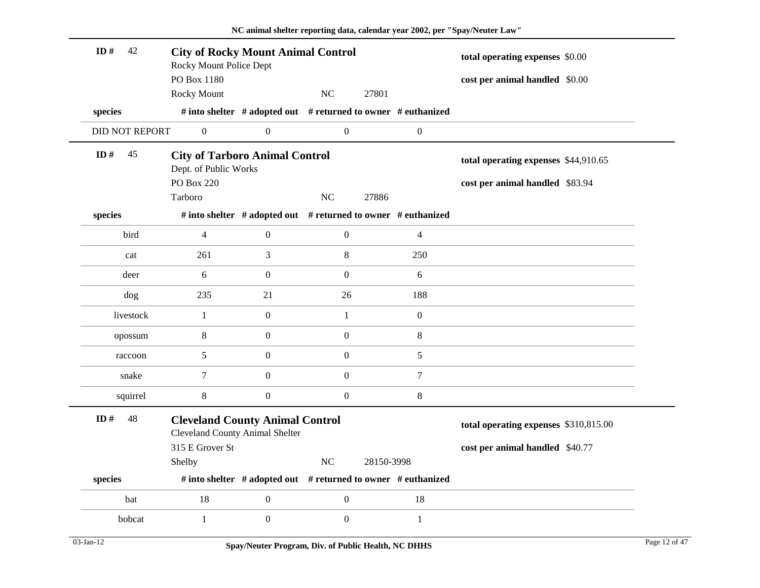**ID # 42** — **City of Rocky Mount Animal Control**

Rocky Mount Police Dept
PO Box 1180
Rocky Mount NC 27801

**total operating expenses** $0.00
**cost per animal handled** $0.00

| species | # into shelter | # adopted out | # returned to owner | # euthanized |
|---|---|---|---|---|
| DID NOT REPORT | 0 | 0 | 0 | 0 |

**ID # 45** — **City of Tarboro Animal Control**

Dept. of Public Works
PO Box 220
Tarboro NC 27886

**total operating expenses** $44,910.65
**cost per animal handled** $83.94

| species | # into shelter | # adopted out | # returned to owner | # euthanized |
|---|---|---|---|---|
| bird | 4 | 0 | 0 | 4 |
| cat | 261 | 3 | 8 | 250 |
| deer | 6 | 0 | 0 | 6 |
| dog | 235 | 21 | 26 | 188 |
| livestock | 1 | 0 | 1 | 0 |
| opossum | 8 | 0 | 0 | 8 |
| raccoon | 5 | 0 | 0 | 5 |
| snake | 7 | 0 | 0 | 7 |
| squirrel | 8 | 0 | 0 | 8 |

**ID # 48** — **Cleveland County Animal Control**

Cleveland County Animal Shelter
315 E Grover St
Shelby NC 28150-3998

**total operating expenses** $310,815.00
**cost per animal handled** $40.77

| species | # into shelter | # adopted out | # returned to owner | # euthanized |
|---|---|---|---|---|
| bat | 18 | 0 | 0 | 18 |
| bobcat | 1 | 0 | 0 | 1 |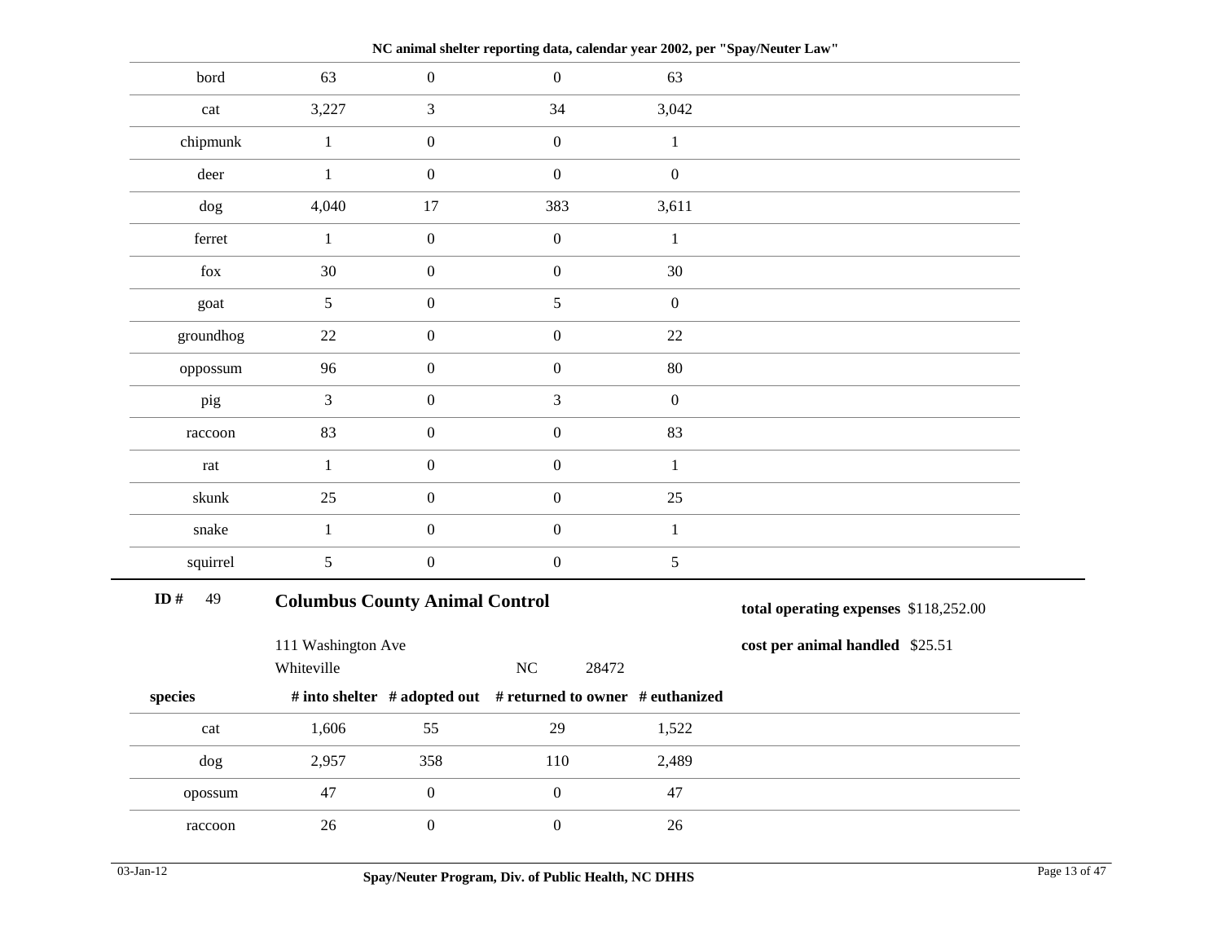NC animal shelter reporting data, calendar year 2002, per "Spay/Neuter Law"

| species | # into shelter | # adopted out | # returned to owner | # euthanized |
|---|---|---|---|---|
| bord | 63 | 0 | 0 | 63 |
| cat | 3,227 | 3 | 34 | 3,042 |
| chipmunk | 1 | 0 | 0 | 1 |
| deer | 1 | 0 | 0 | 0 |
| dog | 4,040 | 17 | 383 | 3,611 |
| ferret | 1 | 0 | 0 | 1 |
| fox | 30 | 0 | 0 | 30 |
| goat | 5 | 0 | 5 | 0 |
| groundhog | 22 | 0 | 0 | 22 |
| oppossum | 96 | 0 | 0 | 80 |
| pig | 3 | 0 | 3 | 0 |
| raccoon | 83 | 0 | 0 | 83 |
| rat | 1 | 0 | 0 | 1 |
| skunk | 25 | 0 | 0 | 25 |
| snake | 1 | 0 | 0 | 1 |
| squirrel | 5 | 0 | 0 | 5 |

**ID #** 49

## Columbus County Animal Control

111 Washington Ave
Whiteville NC 28472

**total operating expenses** $118,252.00

**cost per animal handled** $25.51

| species | # into shelter | # adopted out | # returned to owner | # euthanized |
|---|---|---|---|---|
| cat | 1,606 | 55 | 29 | 1,522 |
| dog | 2,957 | 358 | 110 | 2,489 |
| opossum | 47 | 0 | 0 | 47 |
| raccoon | 26 | 0 | 0 | 26 |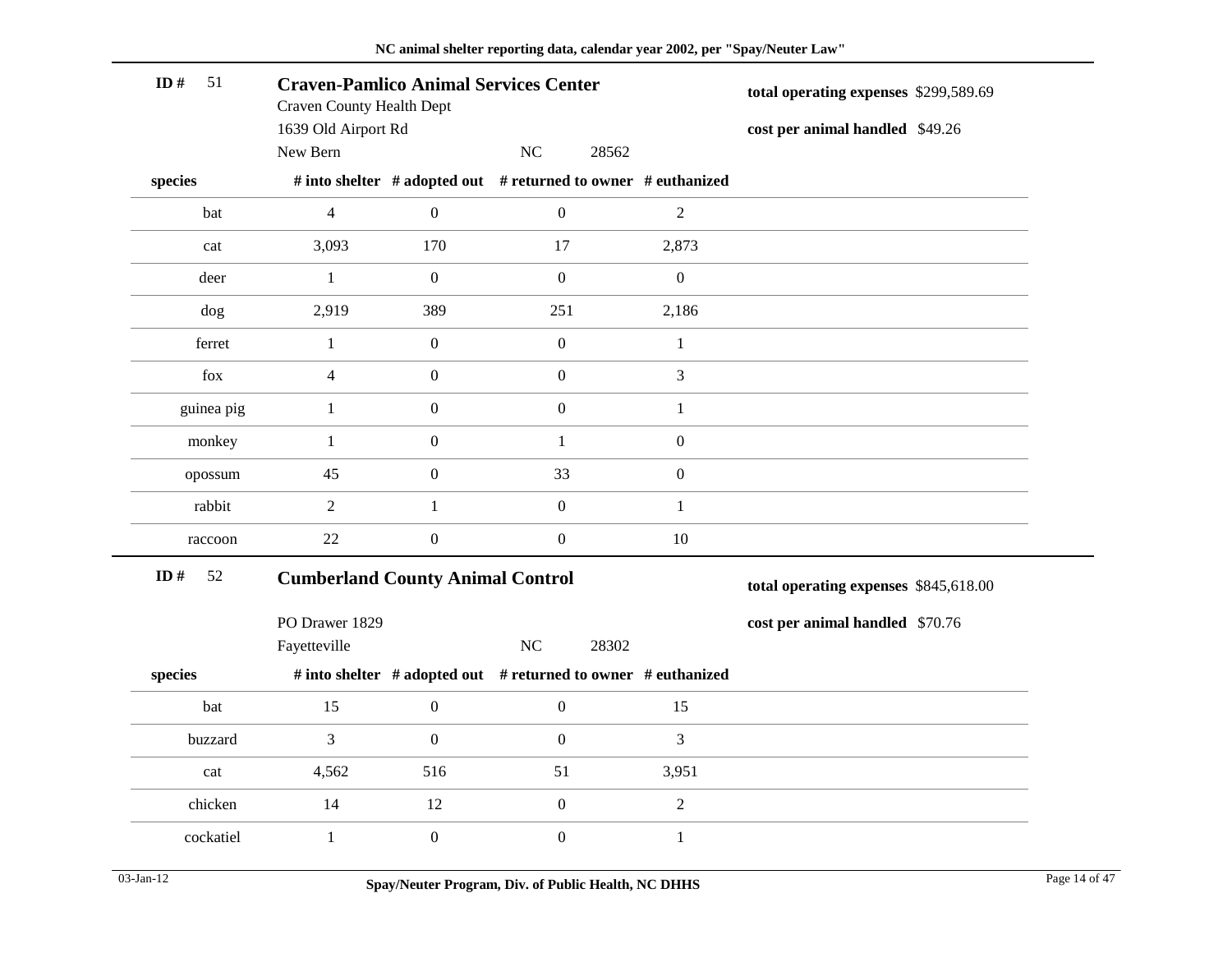## ID # 51

### Craven-Pamlico Animal Services Center

Craven County Health Dept
1639 Old Airport Rd
New Bern NC 28562

**total operating expenses** $299,589.69

**cost per animal handled** $49.26

| species | # into shelter | # adopted out | # returned to owner | # euthanized |
|---|---|---|---|---|
| bat | 4 | 0 | 0 | 2 |
| cat | 3,093 | 170 | 17 | 2,873 |
| deer | 1 | 0 | 0 | 0 |
| dog | 2,919 | 389 | 251 | 2,186 |
| ferret | 1 | 0 | 0 | 1 |
| fox | 4 | 0 | 0 | 3 |
| guinea pig | 1 | 0 | 0 | 1 |
| monkey | 1 | 0 | 1 | 0 |
| opossum | 45 | 0 | 33 | 0 |
| rabbit | 2 | 1 | 0 | 1 |
| raccoon | 22 | 0 | 0 | 10 |

## ID # 52

### Cumberland County Animal Control

PO Drawer 1829
Fayetteville NC 28302

**total operating expenses** $845,618.00

**cost per animal handled** $70.76

| species | # into shelter | # adopted out | # returned to owner | # euthanized |
|---|---|---|---|---|
| bat | 15 | 0 | 0 | 15 |
| buzzard | 3 | 0 | 0 | 3 |
| cat | 4,562 | 516 | 51 | 3,951 |
| chicken | 14 | 12 | 0 | 2 |
| cockatiel | 1 | 0 | 0 | 1 |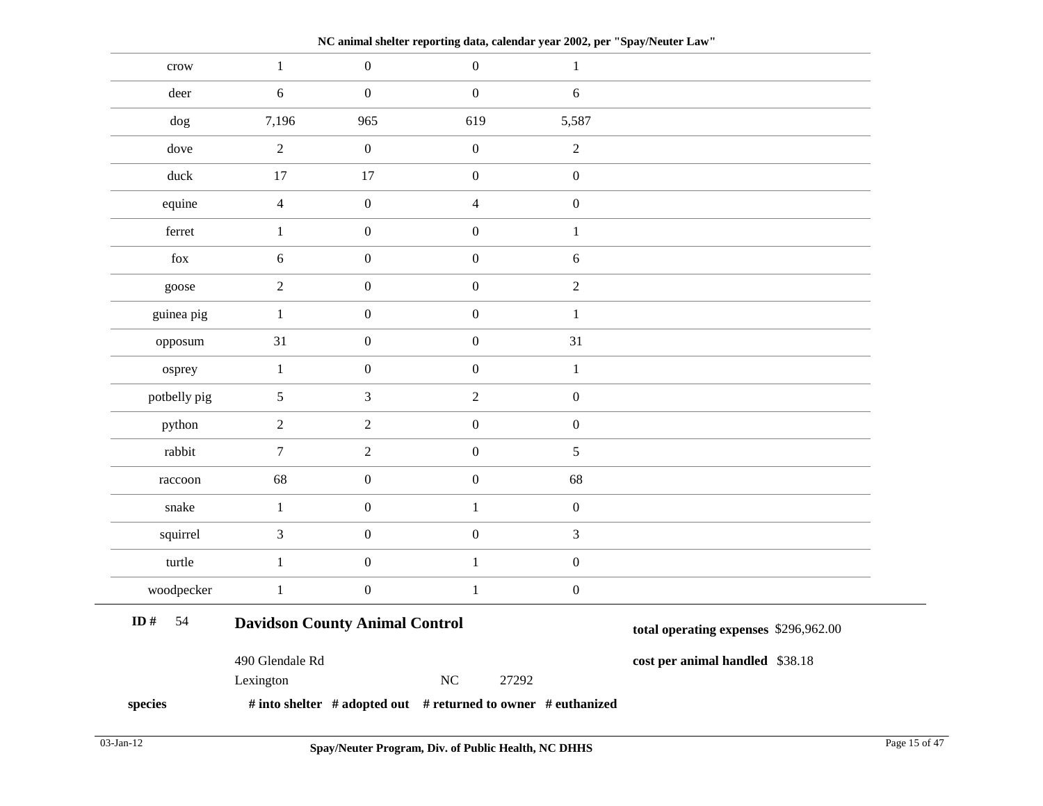| crow | 1 | 0 | 0 | 1 |
|---|---|---|---|---|
| deer | 6 | 0 | 0 | 6 |
| dog | 7,196 | 965 | 619 | 5,587 |
| dove | 2 | 0 | 0 | 2 |
| duck | 17 | 17 | 0 | 0 |
| equine | 4 | 0 | 4 | 0 |
| ferret | 1 | 0 | 0 | 1 |
| fox | 6 | 0 | 0 | 6 |
| goose | 2 | 0 | 0 | 2 |
| guinea pig | 1 | 0 | 0 | 1 |
| opposum | 31 | 0 | 0 | 31 |
| osprey | 1 | 0 | 0 | 1 |
| potbelly pig | 5 | 3 | 2 | 0 |
| python | 2 | 2 | 0 | 0 |
| rabbit | 7 | 2 | 0 | 5 |
| raccoon | 68 | 0 | 0 | 68 |
| snake | 1 | 0 | 1 | 0 |
| squirrel | 3 | 0 | 0 | 3 |
| turtle | 1 | 0 | 1 | 0 |
| woodpecker | 1 | 0 | 1 | 0 |

**ID #** 54

## Davidson County Animal Control

490 Glendale Rd
Lexington NC 27292

**total operating expenses** $296,962.00

**cost per animal handled** $38.18

| species | # into shelter | # adopted out | # returned to owner | # euthanized |
|---|---|---|---|---|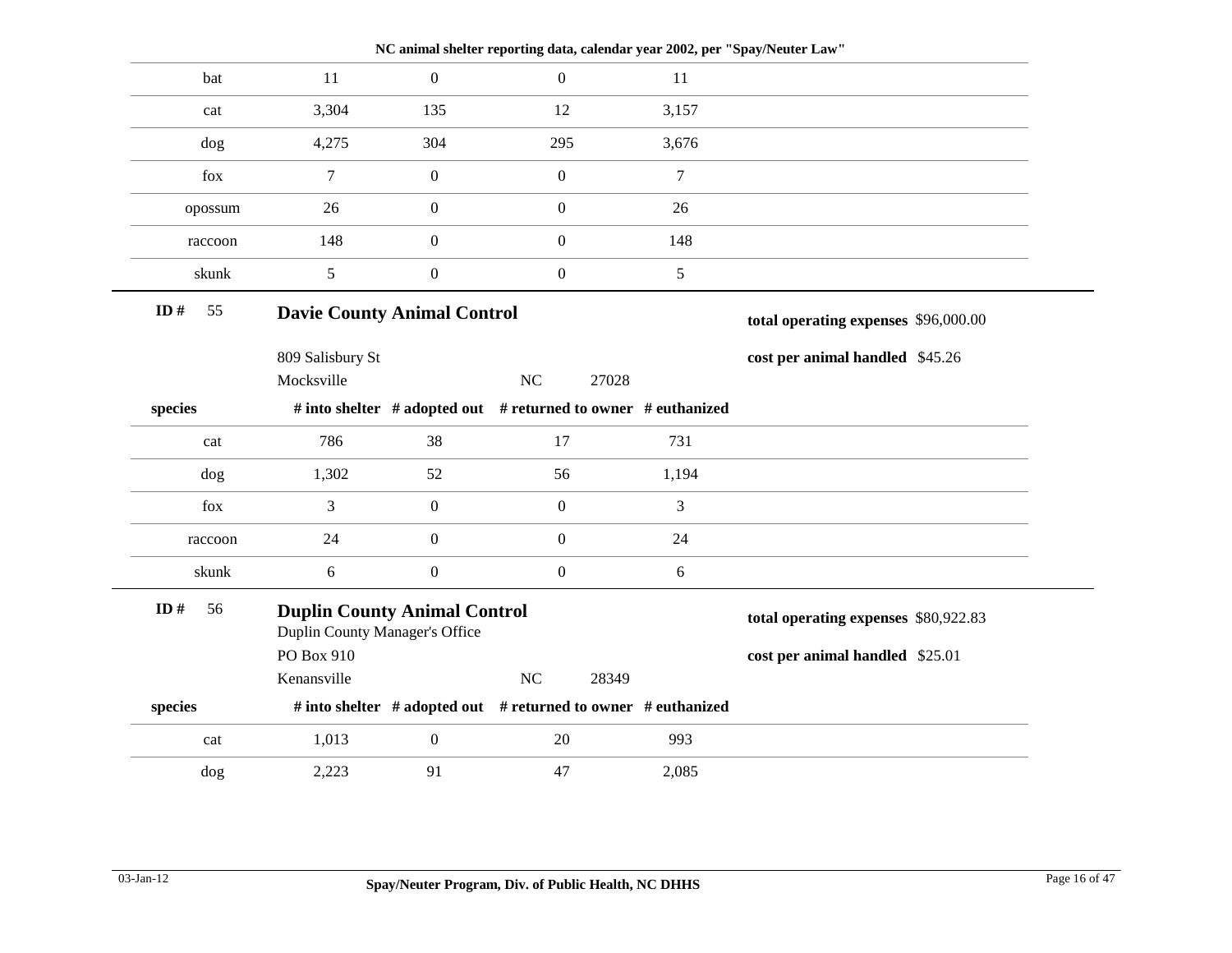| species | # into shelter | # adopted out | # returned to owner | # euthanized |
|---|---|---|---|---|
| bat | 11 | 0 | 0 | 11 |
| cat | 3,304 | 135 | 12 | 3,157 |
| dog | 4,275 | 304 | 295 | 3,676 |
| fox | 7 | 0 | 0 | 7 |
| opossum | 26 | 0 | 0 | 26 |
| raccoon | 148 | 0 | 0 | 148 |
| skunk | 5 | 0 | 0 | 5 |

**ID #** 55

## Davie County Animal Control

809 Salisbury St
Mocksville NC 27028

**total operating expenses** $96,000.00

**cost per animal handled** $45.26

| species | # into shelter | # adopted out | # returned to owner | # euthanized |
|---|---|---|---|---|
| cat | 786 | 38 | 17 | 731 |
| dog | 1,302 | 52 | 56 | 1,194 |
| fox | 3 | 0 | 0 | 3 |
| raccoon | 24 | 0 | 0 | 24 |
| skunk | 6 | 0 | 0 | 6 |

**ID #** 56

## Duplin County Animal Control

Duplin County Manager's Office
PO Box 910
Kenansville NC 28349

**total operating expenses** $80,922.83

**cost per animal handled** $25.01

| species | # into shelter | # adopted out | # returned to owner | # euthanized |
|---|---|---|---|---|
| cat | 1,013 | 0 | 20 | 993 |
| dog | 2,223 | 91 | 47 | 2,085 |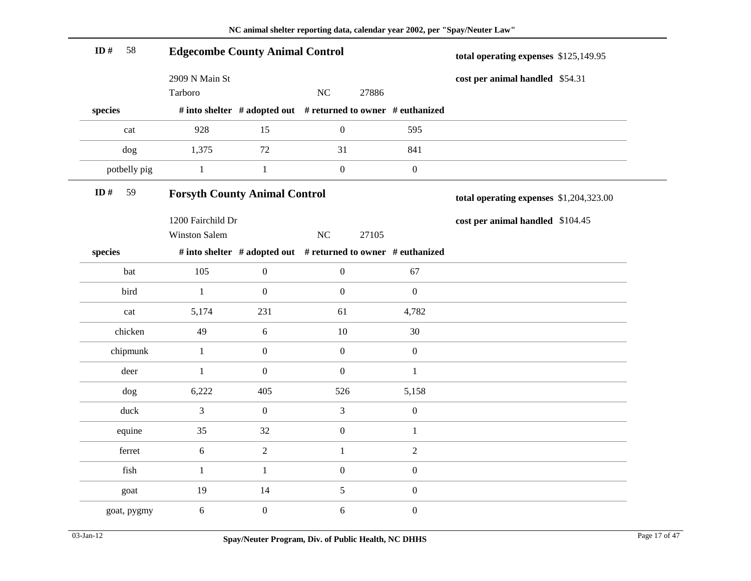**ID #** 58

## Edgecombe County Animal Control

2909 N Main St
Tarboro NC 27886

**total operating expenses** $125,149.95

**cost per animal handled** $54.31

| species | # into shelter | # adopted out | # returned to owner | # euthanized |
|---|---|---|---|---|
| cat | 928 | 15 | 0 | 595 |
| dog | 1,375 | 72 | 31 | 841 |
| potbelly pig | 1 | 1 | 0 | 0 |

**ID #** 59

## Forsyth County Animal Control

1200 Fairchild Dr
Winston Salem NC 27105

**total operating expenses** $1,204,323.00

**cost per animal handled** $104.45

| species | # into shelter | # adopted out | # returned to owner | # euthanized |
|---|---|---|---|---|
| bat | 105 | 0 | 0 | 67 |
| bird | 1 | 0 | 0 | 0 |
| cat | 5,174 | 231 | 61 | 4,782 |
| chicken | 49 | 6 | 10 | 30 |
| chipmunk | 1 | 0 | 0 | 0 |
| deer | 1 | 0 | 0 | 1 |
| dog | 6,222 | 405 | 526 | 5,158 |
| duck | 3 | 0 | 3 | 0 |
| equine | 35 | 32 | 0 | 1 |
| ferret | 6 | 2 | 1 | 2 |
| fish | 1 | 1 | 0 | 0 |
| goat | 19 | 14 | 5 | 0 |
| goat, pygmy | 6 | 0 | 6 | 0 |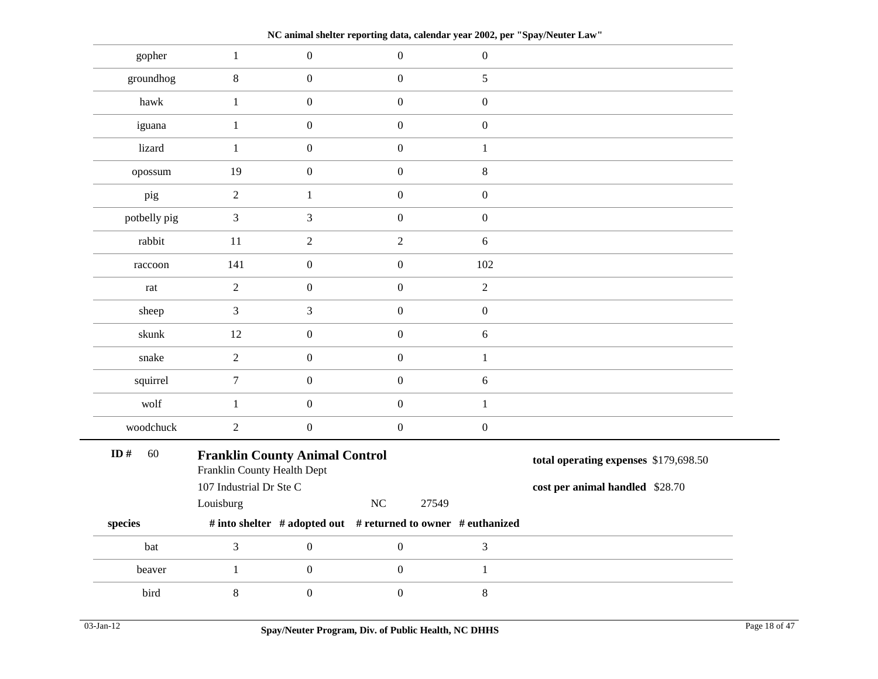| species | # into shelter | # adopted out | # returned to owner | # euthanized |
|---|---|---|---|---|
| gopher | 1 | 0 | 0 | 0 |
| groundhog | 8 | 0 | 0 | 5 |
| hawk | 1 | 0 | 0 | 0 |
| iguana | 1 | 0 | 0 | 0 |
| lizard | 1 | 0 | 0 | 1 |
| opossum | 19 | 0 | 0 | 8 |
| pig | 2 | 1 | 0 | 0 |
| potbelly pig | 3 | 3 | 0 | 0 |
| rabbit | 11 | 2 | 2 | 6 |
| raccoon | 141 | 0 | 0 | 102 |
| rat | 2 | 0 | 0 | 2 |
| sheep | 3 | 3 | 0 | 0 |
| skunk | 12 | 0 | 0 | 6 |
| snake | 2 | 0 | 0 | 1 |
| squirrel | 7 | 0 | 0 | 6 |
| wolf | 1 | 0 | 0 | 1 |
| woodchuck | 2 | 0 | 0 | 0 |

**ID #** 60

**Franklin County Animal Control**
Franklin County Health Dept
107 Industrial Dr Ste C
Louisburg NC 27549

**total operating expenses** $179,698.50

**cost per animal handled** $28.70

| species | # into shelter | # adopted out | # returned to owner | # euthanized |
|---|---|---|---|---|
| bat | 3 | 0 | 0 | 3 |
| beaver | 1 | 0 | 0 | 1 |
| bird | 8 | 0 | 0 | 8 |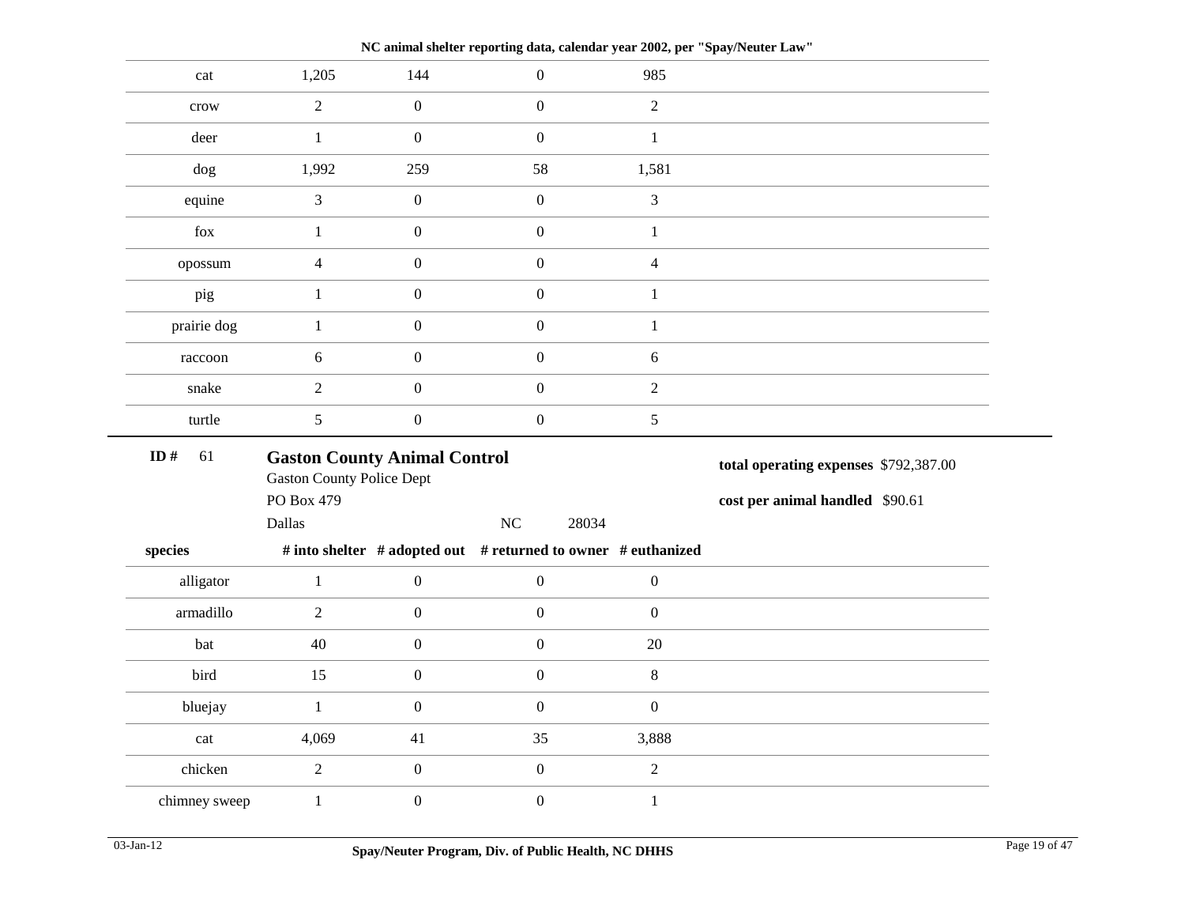NC animal shelter reporting data, calendar year 2002, per "Spay/Neuter Law"

| species | # into shelter | # adopted out | # returned to owner | # euthanized |
|---|---|---|---|---|
| cat | 1,205 | 144 | 0 | 985 |
| crow | 2 | 0 | 0 | 2 |
| deer | 1 | 0 | 0 | 1 |
| dog | 1,992 | 259 | 58 | 1,581 |
| equine | 3 | 0 | 0 | 3 |
| fox | 1 | 0 | 0 | 1 |
| opossum | 4 | 0 | 0 | 4 |
| pig | 1 | 0 | 0 | 1 |
| prairie dog | 1 | 0 | 0 | 1 |
| raccoon | 6 | 0 | 0 | 6 |
| snake | 2 | 0 | 0 | 2 |
| turtle | 5 | 0 | 0 | 5 |

**ID #** 61

## Gaston County Animal Control

Gaston County Police Dept
PO Box 479
Dallas NC 28034

**total operating expenses** $792,387.00

**cost per animal handled** $90.61

| species | # into shelter | # adopted out | # returned to owner | # euthanized |
|---|---|---|---|---|
| alligator | 1 | 0 | 0 | 0 |
| armadillo | 2 | 0 | 0 | 0 |
| bat | 40 | 0 | 0 | 20 |
| bird | 15 | 0 | 0 | 8 |
| bluejay | 1 | 0 | 0 | 0 |
| cat | 4,069 | 41 | 35 | 3,888 |
| chicken | 2 | 0 | 0 | 2 |
| chimney sweep | 1 | 0 | 0 | 1 |

03-Jan-12 Spay/Neuter Program, Div. of Public Health, NC DHHS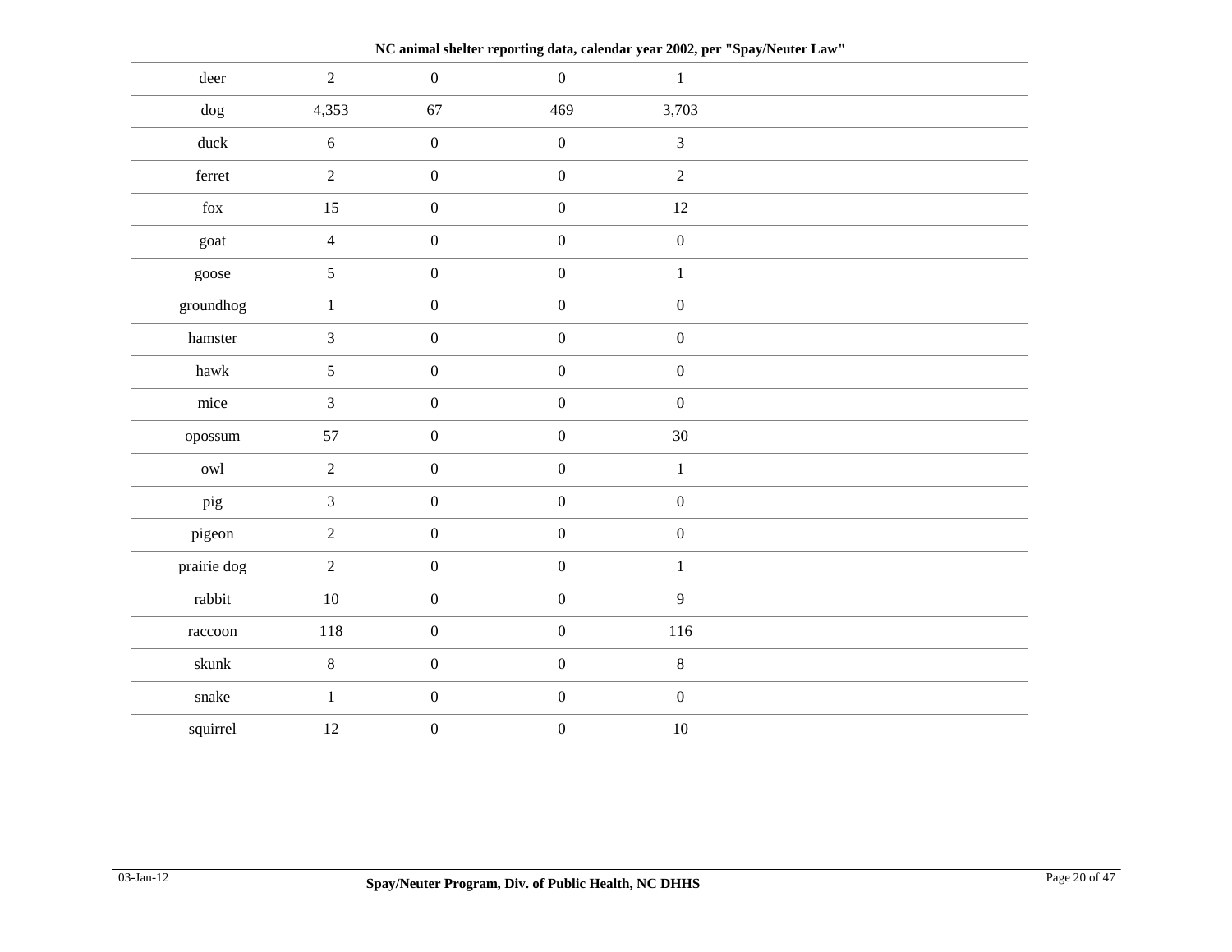**NC animal shelter reporting data, calendar year 2002, per "Spay/Neuter Law"**

| | | | | |
|---|---|---|---|---|
| deer | 2 | 0 | 0 | 1 |
| dog | 4,353 | 67 | 469 | 3,703 |
| duck | 6 | 0 | 0 | 3 |
| ferret | 2 | 0 | 0 | 2 |
| fox | 15 | 0 | 0 | 12 |
| goat | 4 | 0 | 0 | 0 |
| goose | 5 | 0 | 0 | 1 |
| groundhog | 1 | 0 | 0 | 0 |
| hamster | 3 | 0 | 0 | 0 |
| hawk | 5 | 0 | 0 | 0 |
| mice | 3 | 0 | 0 | 0 |
| opossum | 57 | 0 | 0 | 30 |
| owl | 2 | 0 | 0 | 1 |
| pig | 3 | 0 | 0 | 0 |
| pigeon | 2 | 0 | 0 | 0 |
| prairie dog | 2 | 0 | 0 | 1 |
| rabbit | 10 | 0 | 0 | 9 |
| raccoon | 118 | 0 | 0 | 116 |
| skunk | 8 | 0 | 0 | 8 |
| snake | 1 | 0 | 0 | 0 |
| squirrel | 12 | 0 | 0 | 10 |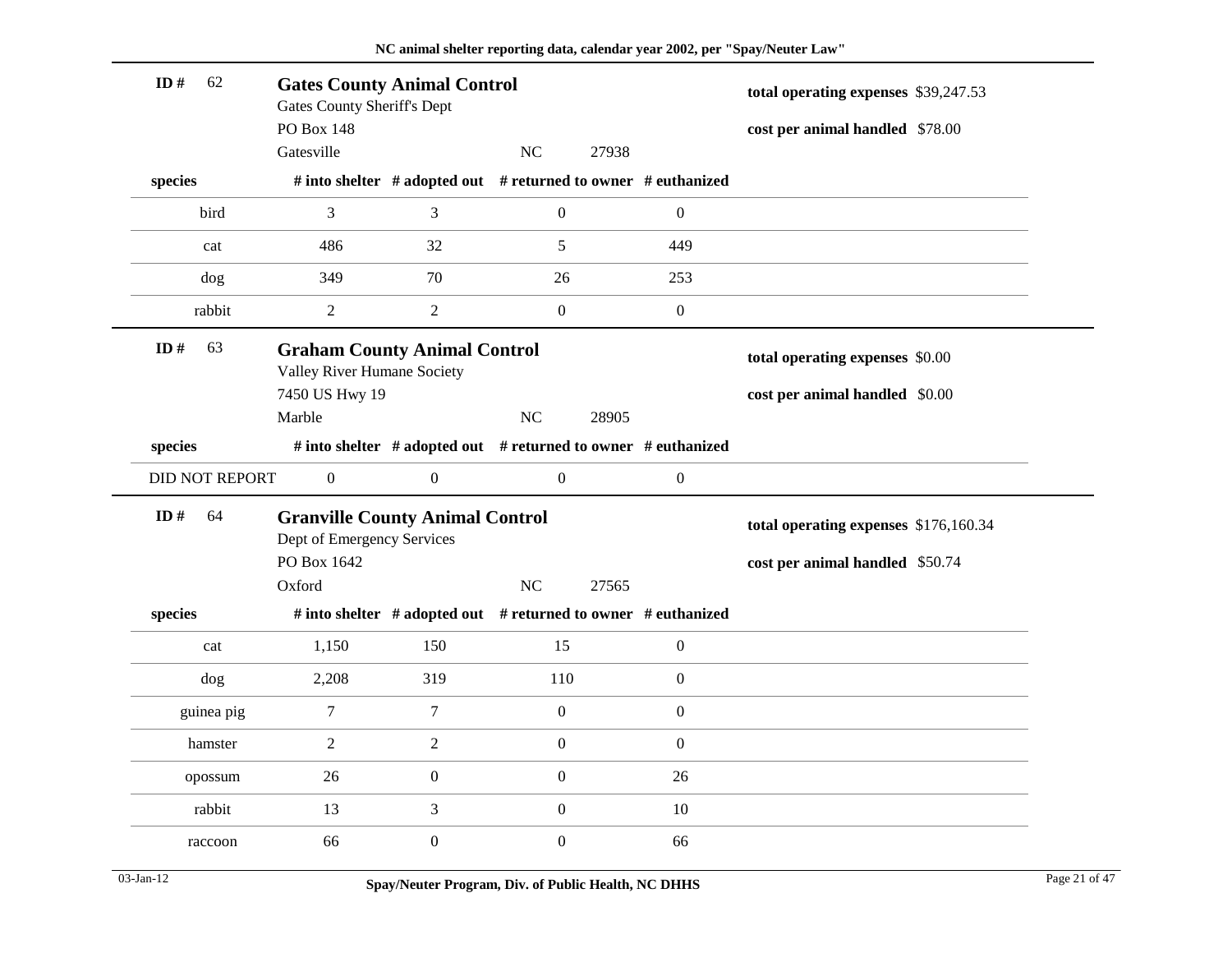NC animal shelter reporting data, calendar year 2002, per "Spay/Neuter Law"

**ID #** 62

**Gates County Animal Control**
Gates County Sheriff's Dept
PO Box 148
Gatesville NC 27938

**total operating expenses** $39,247.53
**cost per animal handled** $78.00

| species | # into shelter | # adopted out | # returned to owner | # euthanized |
|---|---|---|---|---|
| bird | 3 | 3 | 0 | 0 |
| cat | 486 | 32 | 5 | 449 |
| dog | 349 | 70 | 26 | 253 |
| rabbit | 2 | 2 | 0 | 0 |

**ID #** 63

**Graham County Animal Control**
Valley River Humane Society
7450 US Hwy 19
Marble NC 28905

**total operating expenses** $0.00
**cost per animal handled** $0.00

| species | # into shelter | # adopted out | # returned to owner | # euthanized |
|---|---|---|---|---|
| DID NOT REPORT | 0 | 0 | 0 | 0 |

**ID #** 64

**Granville County Animal Control**
Dept of Emergency Services
PO Box 1642
Oxford NC 27565

**total operating expenses** $176,160.34
**cost per animal handled** $50.74

| species | # into shelter | # adopted out | # returned to owner | # euthanized |
|---|---|---|---|---|
| cat | 1,150 | 150 | 15 | 0 |
| dog | 2,208 | 319 | 110 | 0 |
| guinea pig | 7 | 7 | 0 | 0 |
| hamster | 2 | 2 | 0 | 0 |
| opossum | 26 | 0 | 0 | 26 |
| rabbit | 13 | 3 | 0 | 10 |
| raccoon | 66 | 0 | 0 | 66 |

03-Jan-12

Spay/Neuter Program, Div. of Public Health, NC DHHS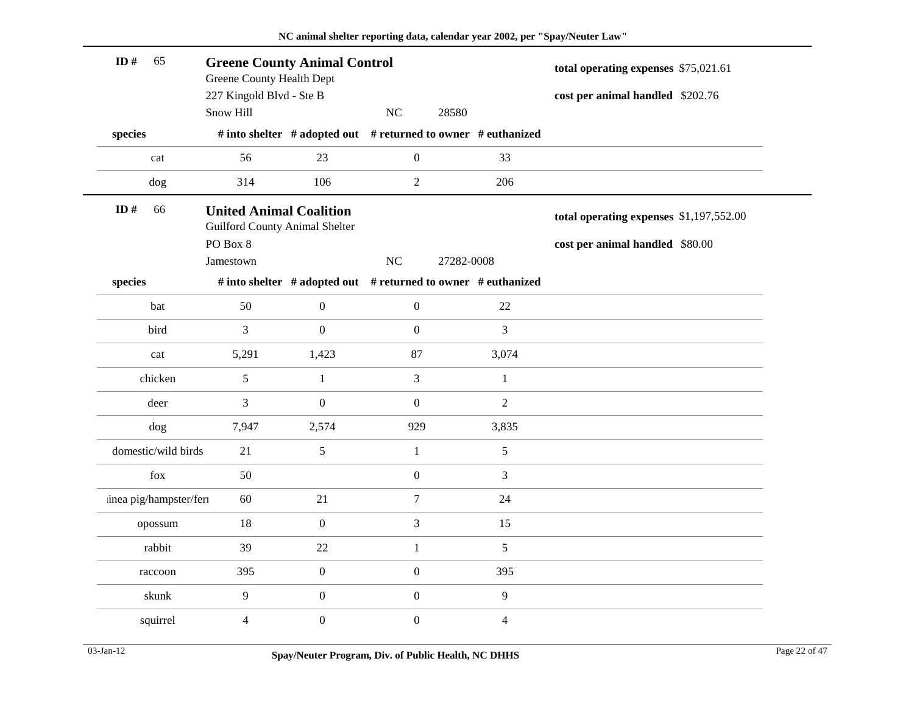NC animal shelter reporting data, calendar year 2002, per "Spay/Neuter Law"

**ID #** 65

## Greene County Animal Control

Greene County Health Dept
227 Kingold Blvd - Ste B
Snow Hill NC 28580

**total operating expenses** $75,021.61

**cost per animal handled** $202.76

| species | # into shelter | # adopted out | # returned to owner | # euthanized |
|---|---|---|---|---|
| cat | 56 | 23 | 0 | 33 |
| dog | 314 | 106 | 2 | 206 |

**ID #** 66

## United Animal Coalition

Guilford County Animal Shelter
PO Box 8
Jamestown NC 27282-0008

**total operating expenses** $1,197,552.00

**cost per animal handled** $80.00

| species | # into shelter | # adopted out | # returned to owner | # euthanized |
|---|---|---|---|---|
| bat | 50 | 0 | 0 | 22 |
| bird | 3 | 0 | 0 | 3 |
| cat | 5,291 | 1,423 | 87 | 3,074 |
| chicken | 5 | 1 | 3 | 1 |
| deer | 3 | 0 | 0 | 2 |
| dog | 7,947 | 2,574 | 929 | 3,835 |
| domestic/wild birds | 21 | 5 | 1 | 5 |
| fox | 50 | | 0 | 3 |
| ıinea pig/hampster/ferı | 60 | 21 | 7 | 24 |
| opossum | 18 | 0 | 3 | 15 |
| rabbit | 39 | 22 | 1 | 5 |
| raccoon | 395 | 0 | 0 | 395 |
| skunk | 9 | 0 | 0 | 9 |
| squirrel | 4 | 0 | 0 | 4 |

03-Jan-12 Spay/Neuter Program, Div. of Public Health, NC DHHS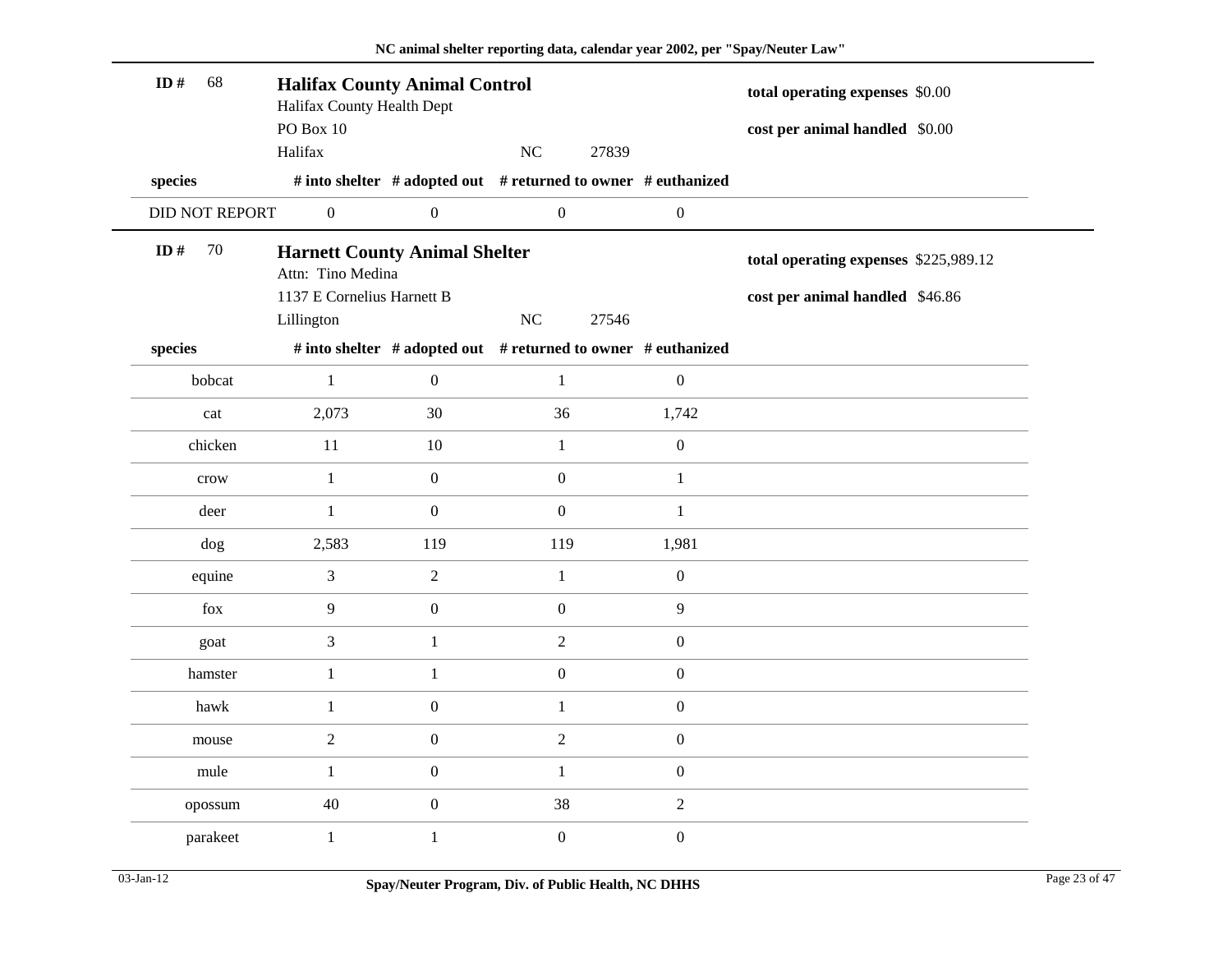**ID # 68**

## Halifax County Animal Control

Halifax County Health Dept
PO Box 10
Halifax NC 27839

**total operating expenses** $0.00

**cost per animal handled** $0.00

| species | # into shelter | # adopted out | # returned to owner | # euthanized |
|---|---|---|---|---|
| DID NOT REPORT | 0 | 0 | 0 | 0 |

**ID # 70**

## Harnett County Animal Shelter

Attn: Tino Medina
1137 E Cornelius Harnett B
Lillington NC 27546

**total operating expenses** $225,989.12

**cost per animal handled** $46.86

| species | # into shelter | # adopted out | # returned to owner | # euthanized |
|---|---|---|---|---|
| bobcat | 1 | 0 | 1 | 0 |
| cat | 2,073 | 30 | 36 | 1,742 |
| chicken | 11 | 10 | 1 | 0 |
| crow | 1 | 0 | 0 | 1 |
| deer | 1 | 0 | 0 | 1 |
| dog | 2,583 | 119 | 119 | 1,981 |
| equine | 3 | 2 | 1 | 0 |
| fox | 9 | 0 | 0 | 9 |
| goat | 3 | 1 | 2 | 0 |
| hamster | 1 | 1 | 0 | 0 |
| hawk | 1 | 0 | 1 | 0 |
| mouse | 2 | 0 | 2 | 0 |
| mule | 1 | 0 | 1 | 0 |
| opossum | 40 | 0 | 38 | 2 |
| parakeet | 1 | 1 | 0 | 0 |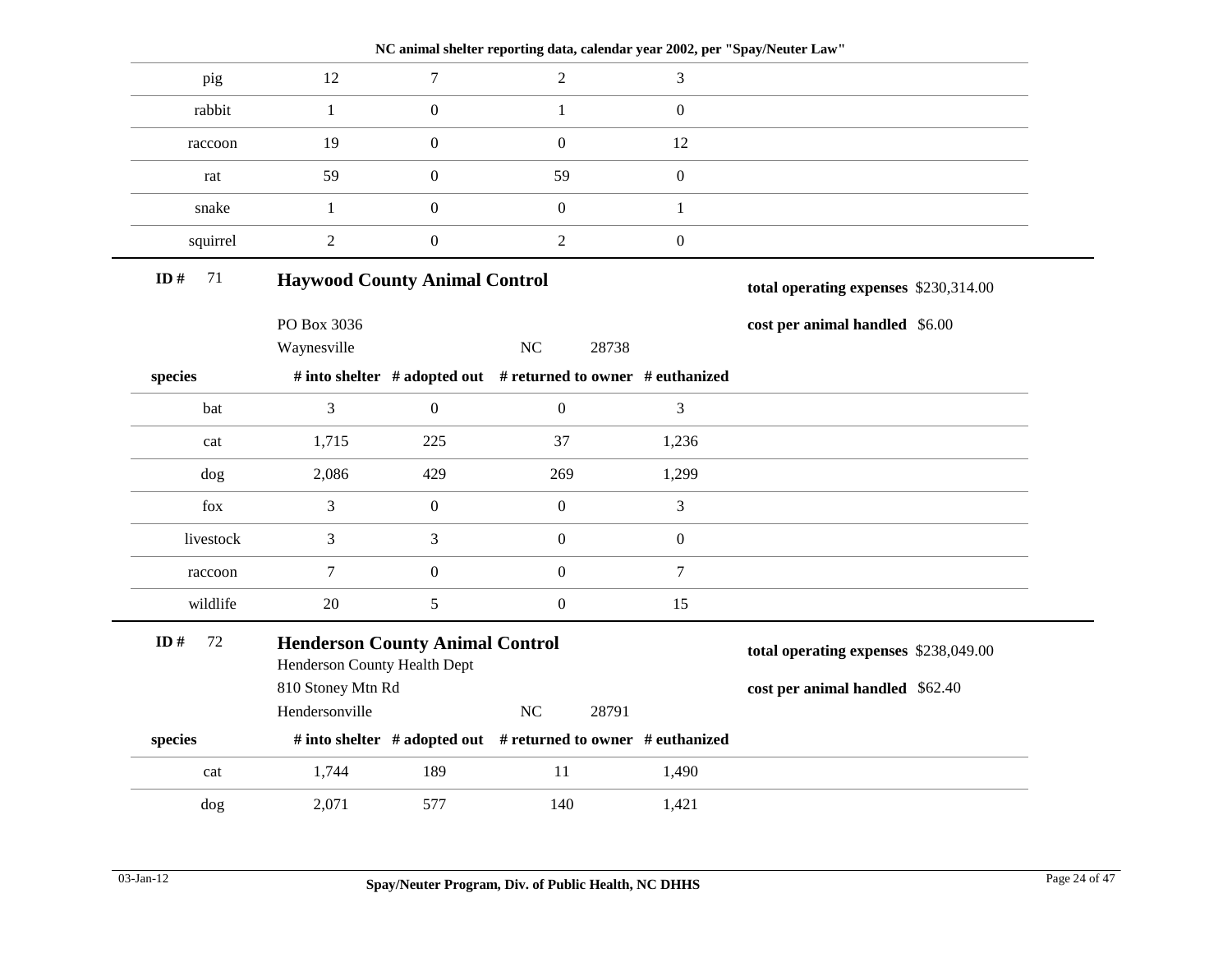| species | # into shelter | # adopted out | # returned to owner | # euthanized |
|---|---|---|---|---|
| pig | 12 | 7 | 2 | 3 |
| rabbit | 1 | 0 | 1 | 0 |
| raccoon | 19 | 0 | 0 | 12 |
| rat | 59 | 0 | 59 | 0 |
| snake | 1 | 0 | 0 | 1 |
| squirrel | 2 | 0 | 2 | 0 |

**ID #** 71

## Haywood County Animal Control

PO Box 3036
Waynesville NC 28738

**total operating expenses** $230,314.00

**cost per animal handled** $6.00

| species | # into shelter | # adopted out | # returned to owner | # euthanized |
|---|---|---|---|---|
| bat | 3 | 0 | 0 | 3 |
| cat | 1,715 | 225 | 37 | 1,236 |
| dog | 2,086 | 429 | 269 | 1,299 |
| fox | 3 | 0 | 0 | 3 |
| livestock | 3 | 3 | 0 | 0 |
| raccoon | 7 | 0 | 0 | 7 |
| wildlife | 20 | 5 | 0 | 15 |

**ID #** 72

## Henderson County Animal Control

Henderson County Health Dept
810 Stoney Mtn Rd
Hendersonville NC 28791

**total operating expenses** $238,049.00

**cost per animal handled** $62.40

| species | # into shelter | # adopted out | # returned to owner | # euthanized |
|---|---|---|---|---|
| cat | 1,744 | 189 | 11 | 1,490 |
| dog | 2,071 | 577 | 140 | 1,421 |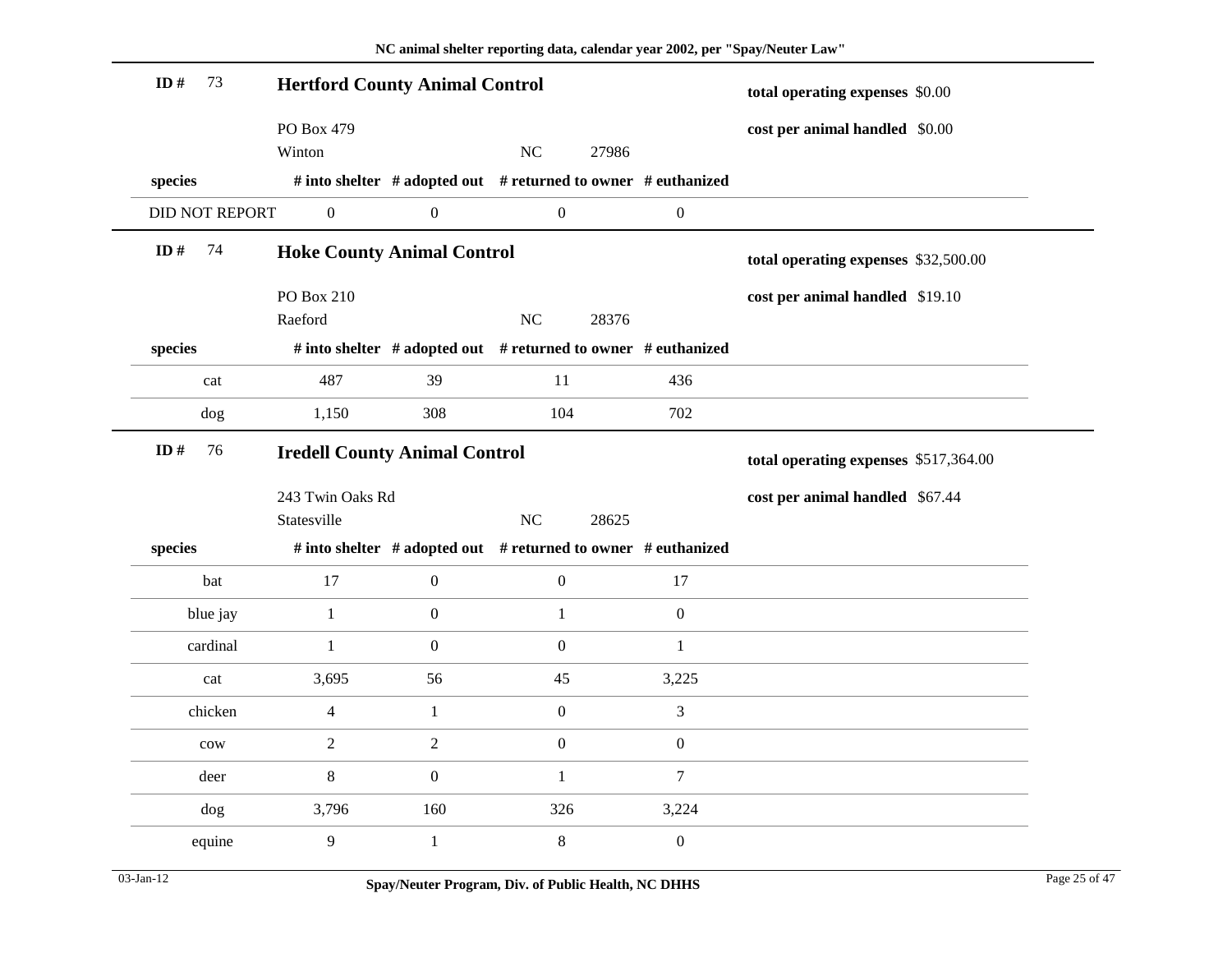NC animal shelter reporting data, calendar year 2002, per "Spay/Neuter Law"

## ID # 73 Hertford County Animal Control

PO Box 479
Winton NC 27986

**total operating expenses** $0.00
**cost per animal handled** $0.00

| species | # into shelter | # adopted out | # returned to owner | # euthanized |
|---|---|---|---|---|
| DID NOT REPORT | 0 | 0 | 0 | 0 |

## ID # 74 Hoke County Animal Control

PO Box 210
Raeford NC 28376

**total operating expenses** $32,500.00
**cost per animal handled** $19.10

| species | # into shelter | # adopted out | # returned to owner | # euthanized |
|---|---|---|---|---|
| cat | 487 | 39 | 11 | 436 |
| dog | 1,150 | 308 | 104 | 702 |

## ID # 76 Iredell County Animal Control

243 Twin Oaks Rd
Statesville NC 28625

**total operating expenses** $517,364.00
**cost per animal handled** $67.44

| species | # into shelter | # adopted out | # returned to owner | # euthanized |
|---|---|---|---|---|
| bat | 17 | 0 | 0 | 17 |
| blue jay | 1 | 0 | 1 | 0 |
| cardinal | 1 | 0 | 0 | 1 |
| cat | 3,695 | 56 | 45 | 3,225 |
| chicken | 4 | 1 | 0 | 3 |
| cow | 2 | 2 | 0 | 0 |
| deer | 8 | 0 | 1 | 7 |
| dog | 3,796 | 160 | 326 | 3,224 |
| equine | 9 | 1 | 8 | 0 |

03-Jan-12

Spay/Neuter Program, Div. of Public Health, NC DHHS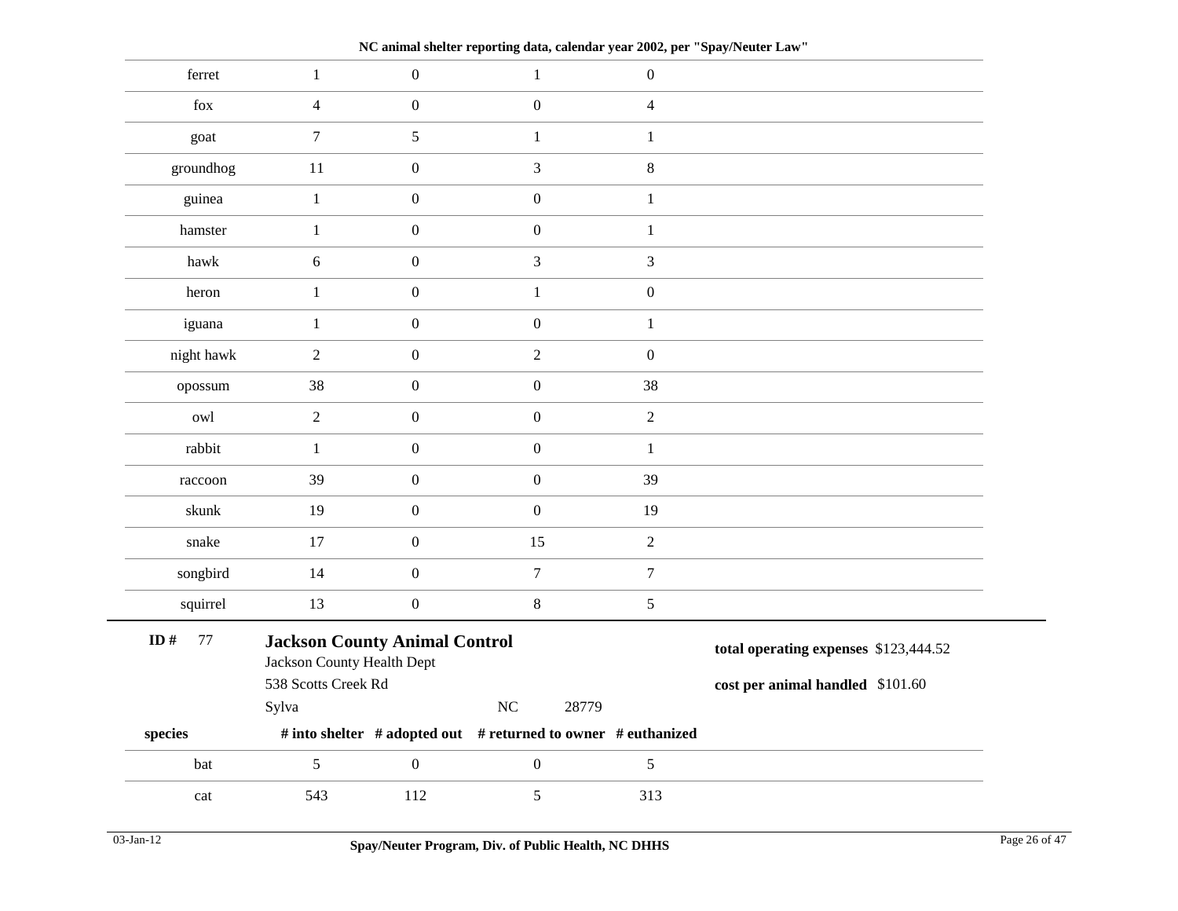NC animal shelter reporting data, calendar year 2002, per "Spay/Neuter Law"

| species | # into shelter | # adopted out | # returned to owner | # euthanized |
|---|---|---|---|---|
| ferret | 1 | 0 | 1 | 0 |
| fox | 4 | 0 | 0 | 4 |
| goat | 7 | 5 | 1 | 1 |
| groundhog | 11 | 0 | 3 | 8 |
| guinea | 1 | 0 | 0 | 1 |
| hamster | 1 | 0 | 0 | 1 |
| hawk | 6 | 0 | 3 | 3 |
| heron | 1 | 0 | 1 | 0 |
| iguana | 1 | 0 | 0 | 1 |
| night hawk | 2 | 0 | 2 | 0 |
| opossum | 38 | 0 | 0 | 38 |
| owl | 2 | 0 | 0 | 2 |
| rabbit | 1 | 0 | 0 | 1 |
| raccoon | 39 | 0 | 0 | 39 |
| skunk | 19 | 0 | 0 | 19 |
| snake | 17 | 0 | 15 | 2 |
| songbird | 14 | 0 | 7 | 7 |
| squirrel | 13 | 0 | 8 | 5 |

**ID #** 77

**Jackson County Animal Control**
Jackson County Health Dept
538 Scotts Creek Rd
Sylva NC 28779

**total operating expenses** $123,444.52

**cost per animal handled** $101.60

| species | # into shelter | # adopted out | # returned to owner | # euthanized |
|---|---|---|---|---|
| bat | 5 | 0 | 0 | 5 |
| cat | 543 | 112 | 5 | 313 |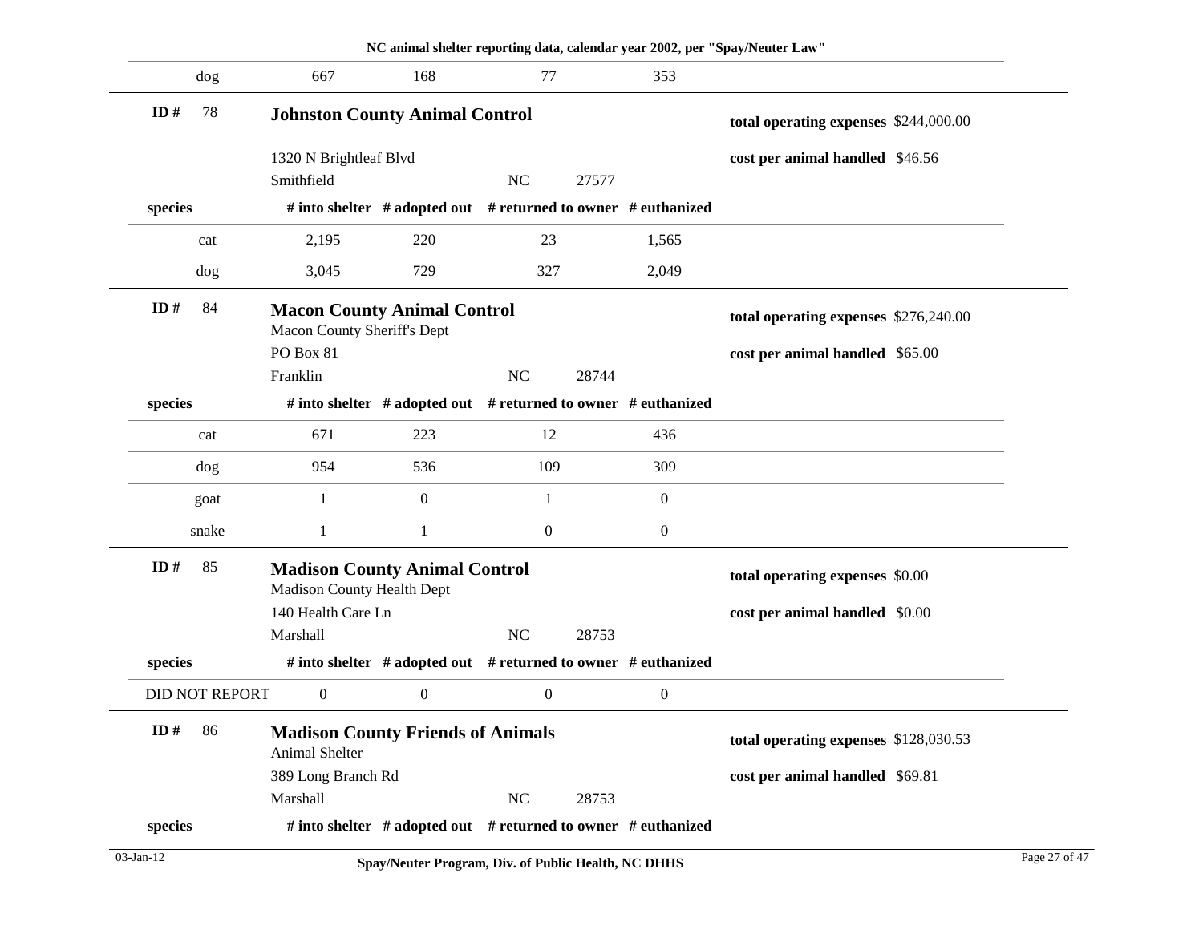| species | # into shelter | # adopted out | # returned to owner | # euthanized |
|---|---|---|---|---|
| dog | 667 | 168 | 77 | 353 |

**ID #** 78

## Johnston County Animal Control

1320 N Brightleaf Blvd
Smithfield NC 27577

**total operating expenses** $244,000.00

**cost per animal handled** $46.56

| species | # into shelter | # adopted out | # returned to owner | # euthanized |
|---|---|---|---|---|
| cat | 2,195 | 220 | 23 | 1,565 |
| dog | 3,045 | 729 | 327 | 2,049 |

**ID #** 84

## Macon County Animal Control

Macon County Sheriff's Dept
PO Box 81
Franklin NC 28744

**total operating expenses** $276,240.00

**cost per animal handled** $65.00

| species | # into shelter | # adopted out | # returned to owner | # euthanized |
|---|---|---|---|---|
| cat | 671 | 223 | 12 | 436 |
| dog | 954 | 536 | 109 | 309 |
| goat | 1 | 0 | 1 | 0 |
| snake | 1 | 1 | 0 | 0 |

**ID #** 85

## Madison County Animal Control

Madison County Health Dept
140 Health Care Ln
Marshall NC 28753

**total operating expenses** $0.00

**cost per animal handled** $0.00

| species | # into shelter | # adopted out | # returned to owner | # euthanized |
|---|---|---|---|---|
| DID NOT REPORT | 0 | 0 | 0 | 0 |

**ID #** 86

## Madison County Friends of Animals

Animal Shelter
389 Long Branch Rd
Marshall NC 28753

**total operating expenses** $128,030.53

**cost per animal handled** $69.81

| species | # into shelter | # adopted out | # returned to owner | # euthanized |
|---|---|---|---|---|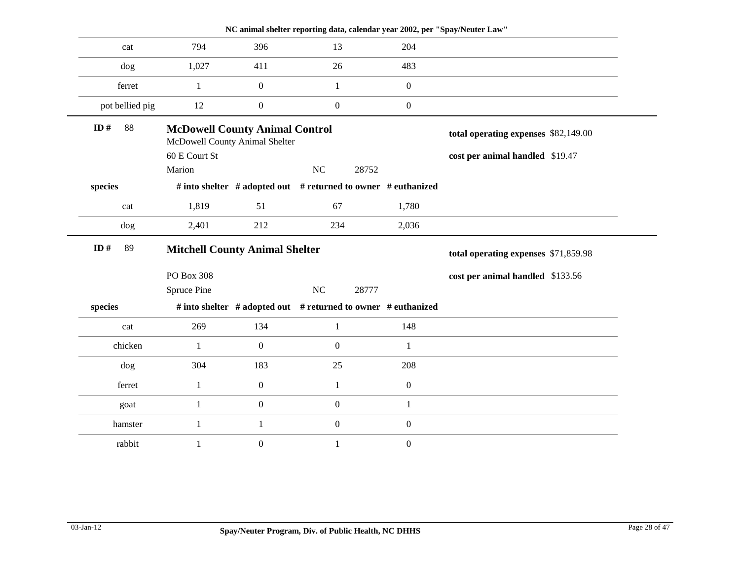NC animal shelter reporting data, calendar year 2002, per "Spay/Neuter Law"

| species | # into shelter | # adopted out | # returned to owner | # euthanized |
|---|---|---|---|---|
| cat | 794 | 396 | 13 | 204 |
| dog | 1,027 | 411 | 26 | 483 |
| ferret | 1 | 0 | 1 | 0 |
| pot bellied pig | 12 | 0 | 0 | 0 |

**ID #** 88

## McDowell County Animal Control

McDowell County Animal Shelter
60 E Court St
Marion NC 28752

**total operating expenses** $82,149.00

**cost per animal handled** $19.47

| species | # into shelter | # adopted out | # returned to owner | # euthanized |
|---|---|---|---|---|
| cat | 1,819 | 51 | 67 | 1,780 |
| dog | 2,401 | 212 | 234 | 2,036 |

**ID #** 89

## Mitchell County Animal Shelter

PO Box 308
Spruce Pine NC 28777

**total operating expenses** $71,859.98

**cost per animal handled** $133.56

| species | # into shelter | # adopted out | # returned to owner | # euthanized |
|---|---|---|---|---|
| cat | 269 | 134 | 1 | 148 |
| chicken | 1 | 0 | 0 | 1 |
| dog | 304 | 183 | 25 | 208 |
| ferret | 1 | 0 | 1 | 0 |
| goat | 1 | 0 | 0 | 1 |
| hamster | 1 | 1 | 0 | 0 |
| rabbit | 1 | 0 | 1 | 0 |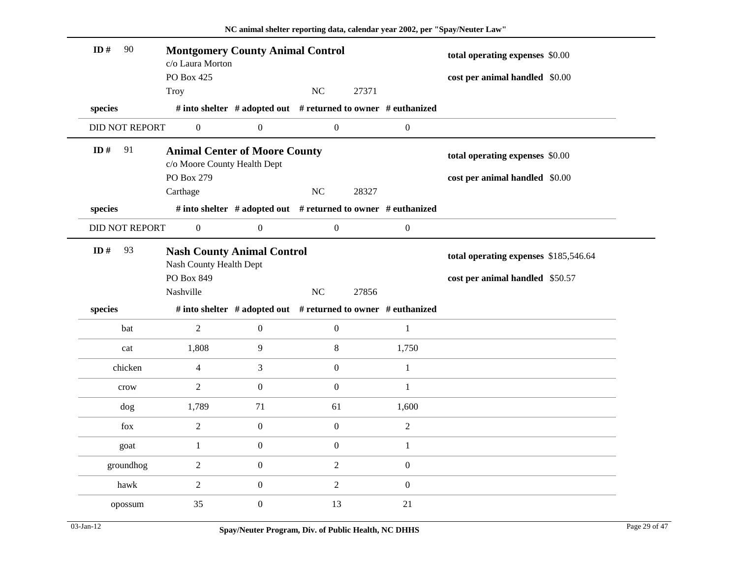**ID # 90**

## Montgomery County Animal Control

c/o Laura Morton
PO Box 425
Troy NC 27371

**total operating expenses** $0.00

**cost per animal handled** $0.00

| species | # into shelter | # adopted out | # returned to owner | # euthanized |
|---|---|---|---|---|
| DID NOT REPORT | 0 | 0 | 0 | 0 |

**ID # 91**

## Animal Center of Moore County

c/o Moore County Health Dept
PO Box 279
Carthage NC 28327

**total operating expenses** $0.00

**cost per animal handled** $0.00

| species | # into shelter | # adopted out | # returned to owner | # euthanized |
|---|---|---|---|---|
| DID NOT REPORT | 0 | 0 | 0 | 0 |

**ID # 93**

## Nash County Animal Control

Nash County Health Dept
PO Box 849
Nashville NC 27856

**total operating expenses** $185,546.64

**cost per animal handled** $50.57

| species | # into shelter | # adopted out | # returned to owner | # euthanized |
|---|---|---|---|---|
| bat | 2 | 0 | 0 | 1 |
| cat | 1,808 | 9 | 8 | 1,750 |
| chicken | 4 | 3 | 0 | 1 |
| crow | 2 | 0 | 0 | 1 |
| dog | 1,789 | 71 | 61 | 1,600 |
| fox | 2 | 0 | 0 | 2 |
| goat | 1 | 0 | 0 | 1 |
| groundhog | 2 | 0 | 2 | 0 |
| hawk | 2 | 0 | 2 | 0 |
| opossum | 35 | 0 | 13 | 21 |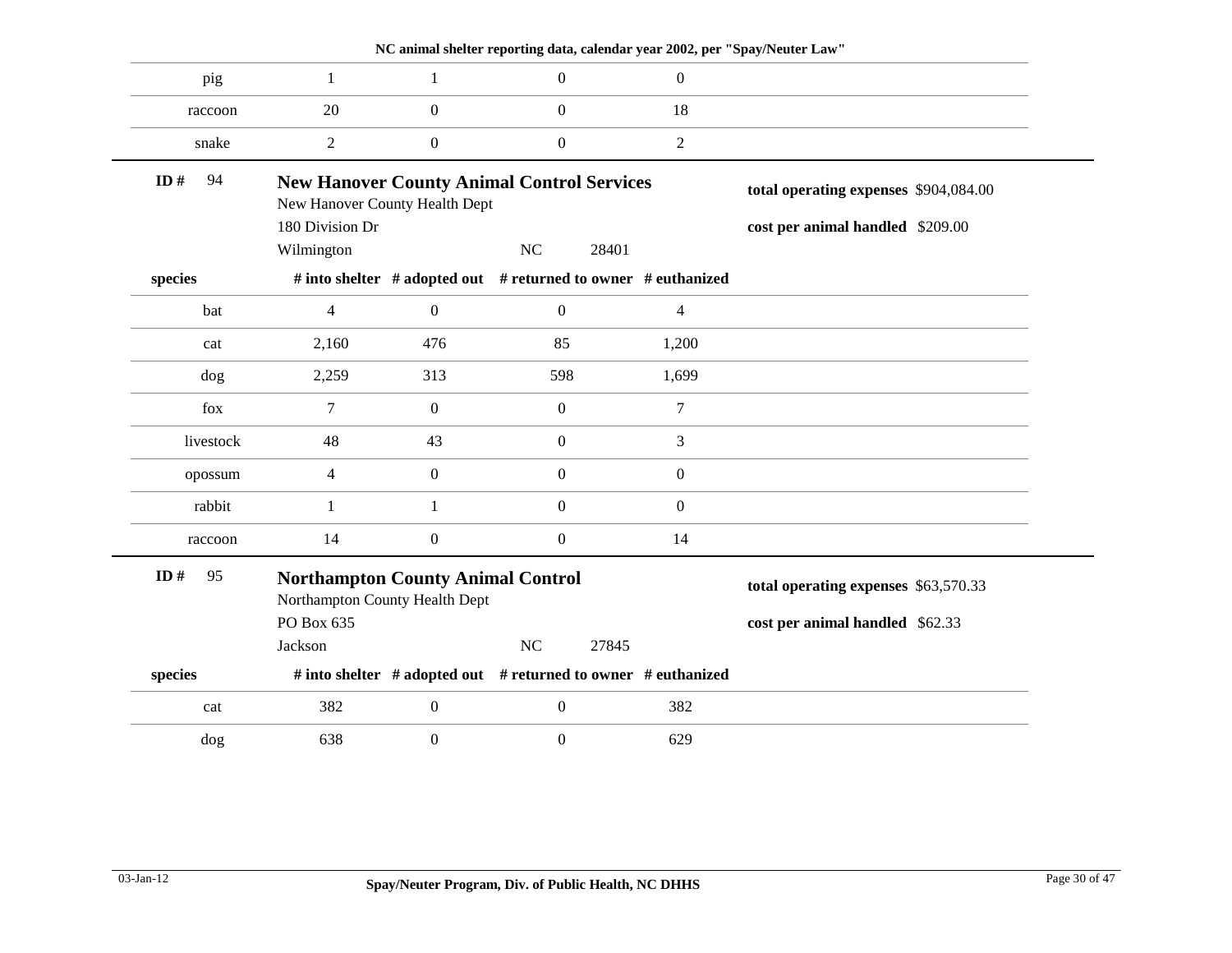| species | # into shelter | # adopted out | # returned to owner | # euthanized |
|---|---|---|---|---|
| pig | 1 | 1 | 0 | 0 |
| raccoon | 20 | 0 | 0 | 18 |
| snake | 2 | 0 | 0 | 2 |

**ID #** 94

## New Hanover County Animal Control Services

New Hanover County Health Dept
180 Division Dr
Wilmington NC 28401

**total operating expenses** $904,084.00

**cost per animal handled** $209.00

| species | # into shelter | # adopted out | # returned to owner | # euthanized |
|---|---|---|---|---|
| bat | 4 | 0 | 0 | 4 |
| cat | 2,160 | 476 | 85 | 1,200 |
| dog | 2,259 | 313 | 598 | 1,699 |
| fox | 7 | 0 | 0 | 7 |
| livestock | 48 | 43 | 0 | 3 |
| opossum | 4 | 0 | 0 | 0 |
| rabbit | 1 | 1 | 0 | 0 |
| raccoon | 14 | 0 | 0 | 14 |

**ID #** 95

## Northampton County Animal Control

Northampton County Health Dept
PO Box 635
Jackson NC 27845

**total operating expenses** $63,570.33

**cost per animal handled** $62.33

| species | # into shelter | # adopted out | # returned to owner | # euthanized |
|---|---|---|---|---|
| cat | 382 | 0 | 0 | 382 |
| dog | 638 | 0 | 0 | 629 |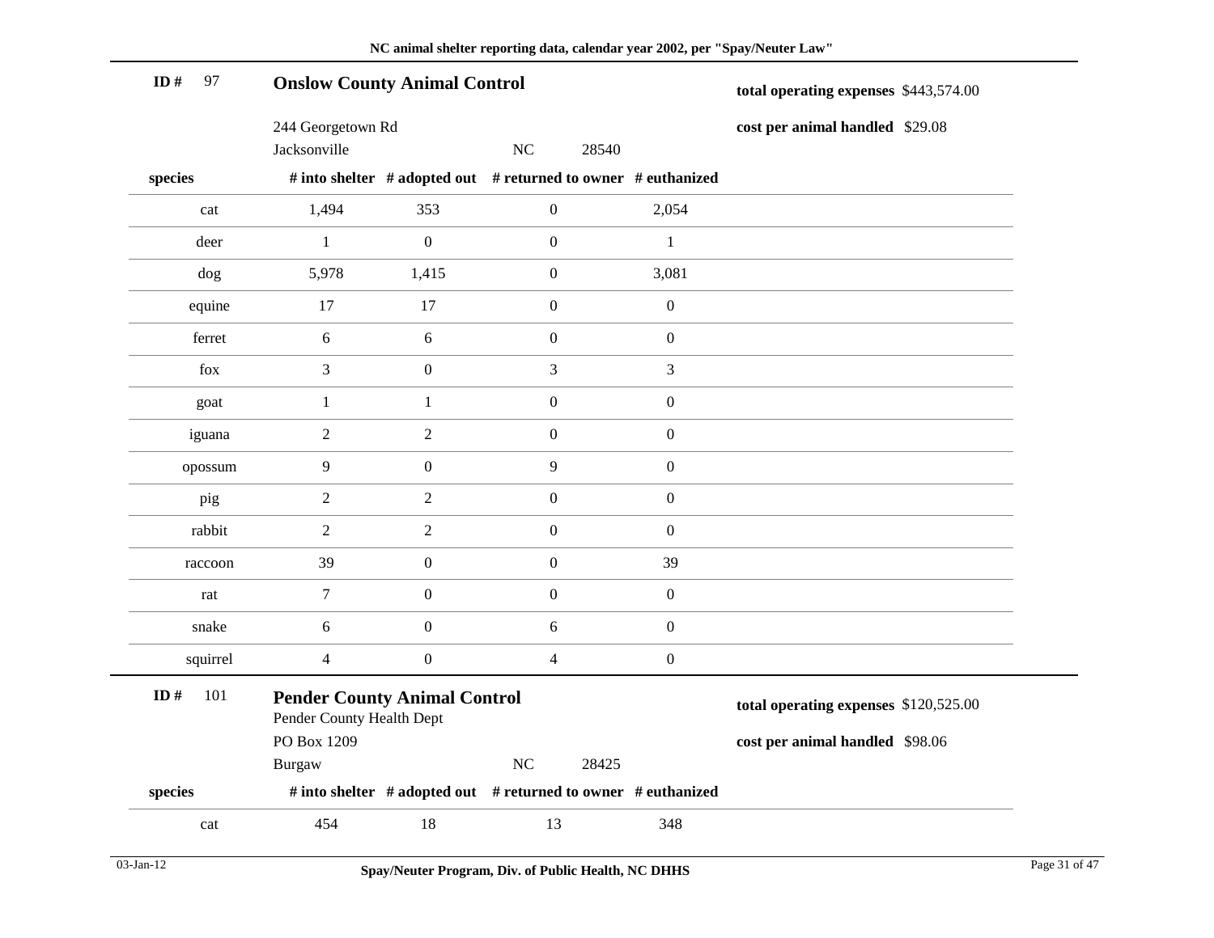## ID # 97 — Onslow County Animal Control

244 Georgetown Rd
Jacksonville NC 28540

**total operating expenses** $443,574.00

**cost per animal handled** $29.08

| species | # into shelter | # adopted out | # returned to owner | # euthanized |
|---|---|---|---|---|
| cat | 1,494 | 353 | 0 | 2,054 |
| deer | 1 | 0 | 0 | 1 |
| dog | 5,978 | 1,415 | 0 | 3,081 |
| equine | 17 | 17 | 0 | 0 |
| ferret | 6 | 6 | 0 | 0 |
| fox | 3 | 0 | 3 | 3 |
| goat | 1 | 1 | 0 | 0 |
| iguana | 2 | 2 | 0 | 0 |
| opossum | 9 | 0 | 9 | 0 |
| pig | 2 | 2 | 0 | 0 |
| rabbit | 2 | 2 | 0 | 0 |
| raccoon | 39 | 0 | 0 | 39 |
| rat | 7 | 0 | 0 | 0 |
| snake | 6 | 0 | 6 | 0 |
| squirrel | 4 | 0 | 4 | 0 |

## ID # 101 — Pender County Animal Control

Pender County Health Dept
PO Box 1209
Burgaw NC 28425

**total operating expenses** $120,525.00

**cost per animal handled** $98.06

| species | # into shelter | # adopted out | # returned to owner | # euthanized |
|---|---|---|---|---|
| cat | 454 | 18 | 13 | 348 |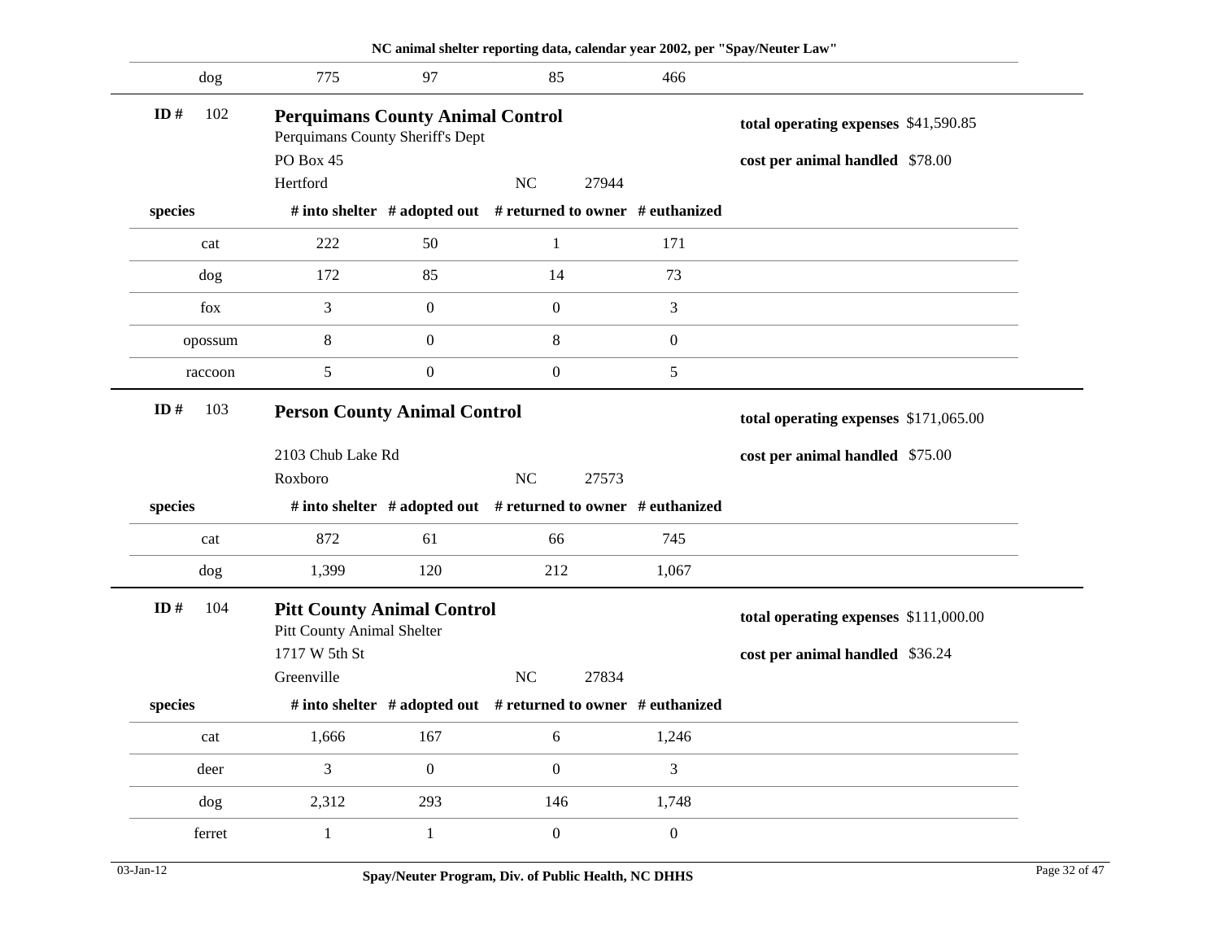| dog | 775 | 97 | 85 | 466 |
|---|---|---|---|---|

**ID #** 102

## Perquimans County Animal Control

Perquimans County Sheriff's Dept
PO Box 45
Hertford NC 27944

**total operating expenses** $41,590.85
**cost per animal handled** $78.00

| species | # into shelter | # adopted out | # returned to owner | # euthanized |
|---|---|---|---|---|
| cat | 222 | 50 | 1 | 171 |
| dog | 172 | 85 | 14 | 73 |
| fox | 3 | 0 | 0 | 3 |
| opossum | 8 | 0 | 8 | 0 |
| raccoon | 5 | 0 | 0 | 5 |

**ID #** 103

## Person County Animal Control

2103 Chub Lake Rd
Roxboro NC 27573

**total operating expenses** $171,065.00
**cost per animal handled** $75.00

| species | # into shelter | # adopted out | # returned to owner | # euthanized |
|---|---|---|---|---|
| cat | 872 | 61 | 66 | 745 |
| dog | 1,399 | 120 | 212 | 1,067 |

**ID #** 104

## Pitt County Animal Control

Pitt County Animal Shelter
1717 W 5th St
Greenville NC 27834

**total operating expenses** $111,000.00
**cost per animal handled** $36.24

| species | # into shelter | # adopted out | # returned to owner | # euthanized |
|---|---|---|---|---|
| cat | 1,666 | 167 | 6 | 1,246 |
| deer | 3 | 0 | 0 | 3 |
| dog | 2,312 | 293 | 146 | 1,748 |
| ferret | 1 | 1 | 0 | 0 |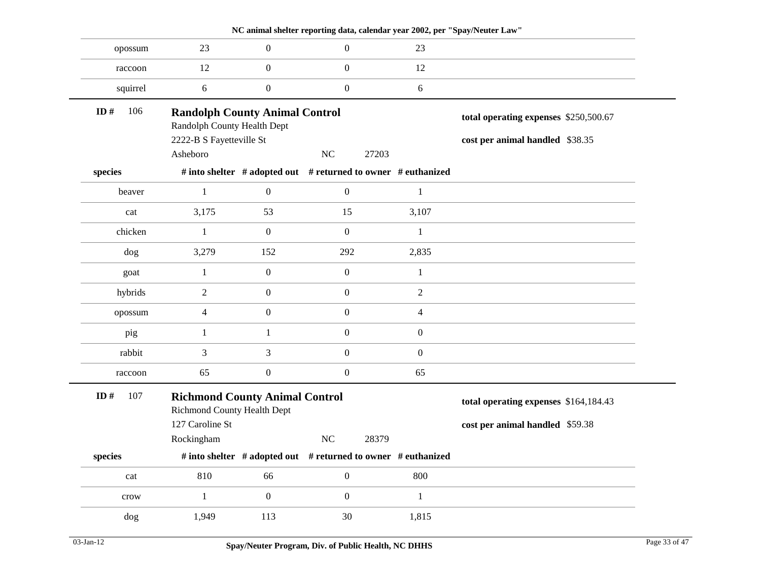| opossum | 23 | 0 | 0 | 23 |
|---|---|---|---|---|
| raccoon | 12 | 0 | 0 | 12 |
| squirrel | 6 | 0 | 0 | 6 |

**ID #** 106

### Randolph County Animal Control

Randolph County Health Dept
2222-B S Fayetteville St
Asheboro NC 27203

**total operating expenses** $250,500.67

**cost per animal handled** $38.35

| species | # into shelter | # adopted out | # returned to owner | # euthanized |
|---|---|---|---|---|
| beaver | 1 | 0 | 0 | 1 |
| cat | 3,175 | 53 | 15 | 3,107 |
| chicken | 1 | 0 | 0 | 1 |
| dog | 3,279 | 152 | 292 | 2,835 |
| goat | 1 | 0 | 0 | 1 |
| hybrids | 2 | 0 | 0 | 2 |
| opossum | 4 | 0 | 0 | 4 |
| pig | 1 | 1 | 0 | 0 |
| rabbit | 3 | 3 | 0 | 0 |
| raccoon | 65 | 0 | 0 | 65 |

**ID #** 107

### Richmond County Animal Control

Richmond County Health Dept
127 Caroline St
Rockingham NC 28379

**total operating expenses** $164,184.43

**cost per animal handled** $59.38

| species | # into shelter | # adopted out | # returned to owner | # euthanized |
|---|---|---|---|---|
| cat | 810 | 66 | 0 | 800 |
| crow | 1 | 0 | 0 | 1 |
| dog | 1,949 | 113 | 30 | 1,815 |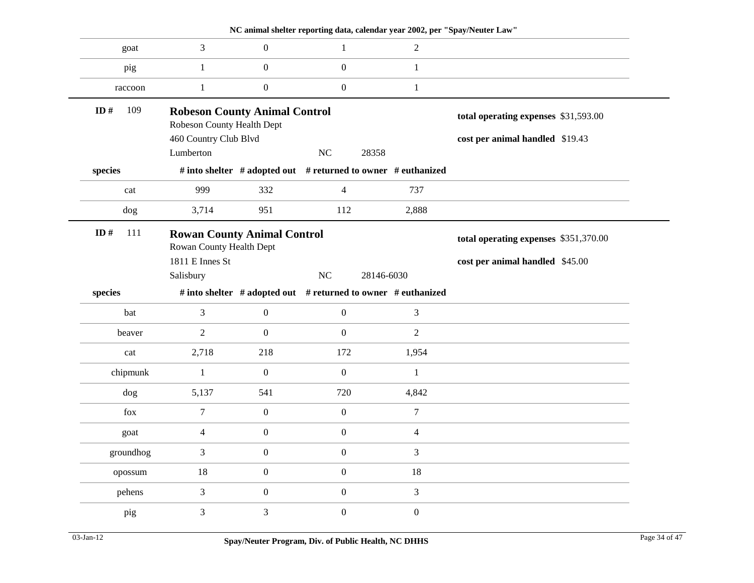| species | # into shelter | # adopted out | # returned to owner | # euthanized |
|---|---|---|---|---|
| goat | 3 | 0 | 1 | 2 |
| pig | 1 | 0 | 0 | 1 |
| raccoon | 1 | 0 | 0 | 1 |

**ID #** 109

**Robeson County Animal Control**
Robeson County Health Dept
460 Country Club Blvd
Lumberton NC 28358

**total operating expenses** $31,593.00

**cost per animal handled** $19.43

| species | # into shelter | # adopted out | # returned to owner | # euthanized |
|---|---|---|---|---|
| cat | 999 | 332 | 4 | 737 |
| dog | 3,714 | 951 | 112 | 2,888 |

**ID #** 111

**Rowan County Animal Control**
Rowan County Health Dept
1811 E Innes St
Salisbury NC 28146-6030

**total operating expenses** $351,370.00

**cost per animal handled** $45.00

| species | # into shelter | # adopted out | # returned to owner | # euthanized |
|---|---|---|---|---|
| bat | 3 | 0 | 0 | 3 |
| beaver | 2 | 0 | 0 | 2 |
| cat | 2,718 | 218 | 172 | 1,954 |
| chipmunk | 1 | 0 | 0 | 1 |
| dog | 5,137 | 541 | 720 | 4,842 |
| fox | 7 | 0 | 0 | 7 |
| goat | 4 | 0 | 0 | 4 |
| groundhog | 3 | 0 | 0 | 3 |
| opossum | 18 | 0 | 0 | 18 |
| pehens | 3 | 0 | 0 | 3 |
| pig | 3 | 3 | 0 | 0 |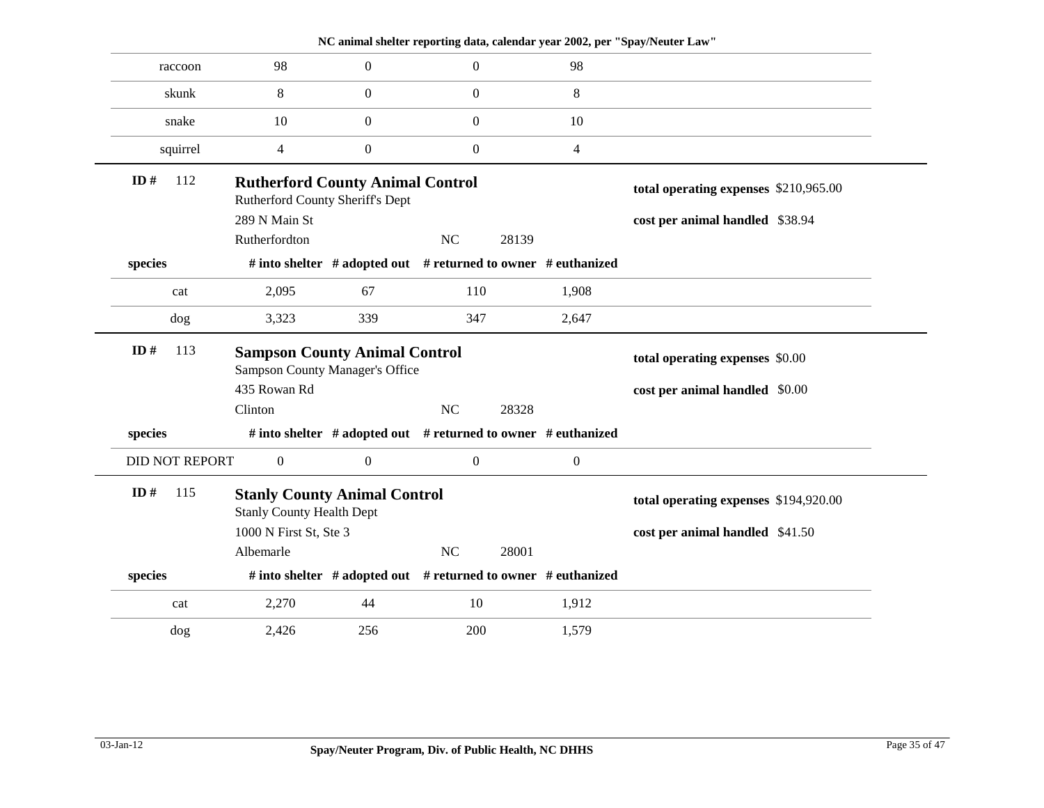| raccoon | 98 | 0 | 0 | 98 |
|---|---|---|---|---|
| skunk | 8 | 0 | 0 | 8 |
| snake | 10 | 0 | 0 | 10 |
| squirrel | 4 | 0 | 0 | 4 |

**ID #** 112

**Rutherford County Animal Control**
Rutherford County Sheriff's Dept
289 N Main St
Rutherfordton NC 28139

**total operating expenses** $210,965.00
**cost per animal handled** $38.94

| species | # into shelter | # adopted out | # returned to owner | # euthanized |
|---|---|---|---|---|
| cat | 2,095 | 67 | 110 | 1,908 |
| dog | 3,323 | 339 | 347 | 2,647 |

**ID #** 113

**Sampson County Animal Control**
Sampson County Manager's Office
435 Rowan Rd
Clinton NC 28328

**total operating expenses** $0.00
**cost per animal handled** $0.00

| species | # into shelter | # adopted out | # returned to owner | # euthanized |
|---|---|---|---|---|
| DID NOT REPORT | 0 | 0 | 0 | 0 |

**ID #** 115

**Stanly County Animal Control**
Stanly County Health Dept
1000 N First St, Ste 3
Albemarle NC 28001

**total operating expenses** $194,920.00
**cost per animal handled** $41.50

| species | # into shelter | # adopted out | # returned to owner | # euthanized |
|---|---|---|---|---|
| cat | 2,270 | 44 | 10 | 1,912 |
| dog | 2,426 | 256 | 200 | 1,579 |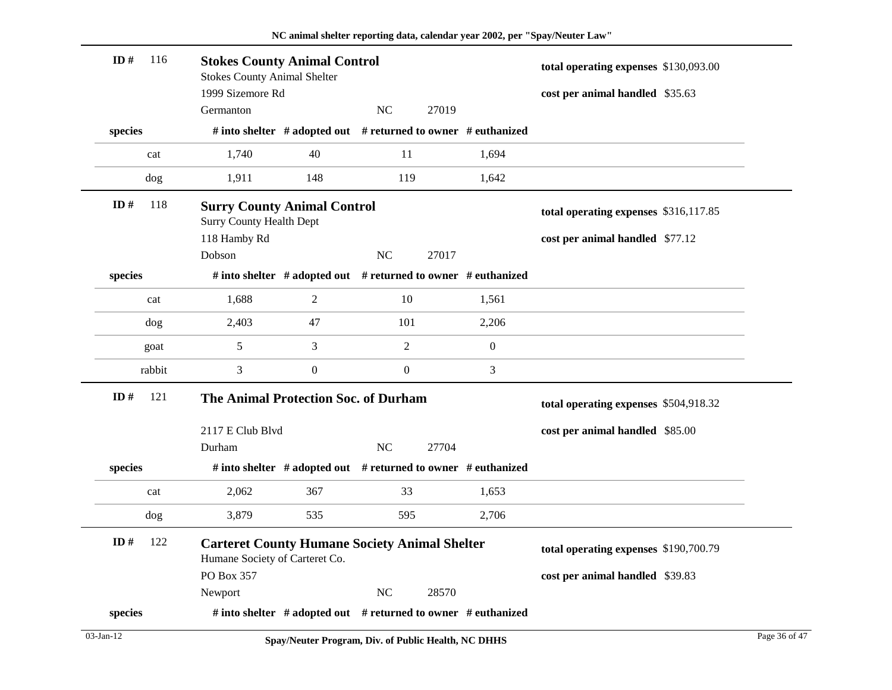**ID #** 116

## Stokes County Animal Control

Stokes County Animal Shelter
1999 Sizemore Rd
Germanton NC 27019

**total operating expenses** $130,093.00
**cost per animal handled** $35.63

| species | # into shelter | # adopted out | # returned to owner | # euthanized |
|---|---|---|---|---|
| cat | 1,740 | 40 | 11 | 1,694 |
| dog | 1,911 | 148 | 119 | 1,642 |

**ID #** 118

## Surry County Animal Control

Surry County Health Dept
118 Hamby Rd
Dobson NC 27017

**total operating expenses** $316,117.85
**cost per animal handled** $77.12

| species | # into shelter | # adopted out | # returned to owner | # euthanized |
|---|---|---|---|---|
| cat | 1,688 | 2 | 10 | 1,561 |
| dog | 2,403 | 47 | 101 | 2,206 |
| goat | 5 | 3 | 2 | 0 |
| rabbit | 3 | 0 | 0 | 3 |

**ID #** 121

## The Animal Protection Soc. of Durham

2117 E Club Blvd
Durham NC 27704

**total operating expenses** $504,918.32
**cost per animal handled** $85.00

| species | # into shelter | # adopted out | # returned to owner | # euthanized |
|---|---|---|---|---|
| cat | 2,062 | 367 | 33 | 1,653 |
| dog | 3,879 | 535 | 595 | 2,706 |

**ID #** 122

## Carteret County Humane Society Animal Shelter

Humane Society of Carteret Co.
PO Box 357
Newport NC 28570

**total operating expenses** $190,700.79
**cost per animal handled** $39.83

| species | # into shelter | # adopted out | # returned to owner | # euthanized |
|---|---|---|---|---|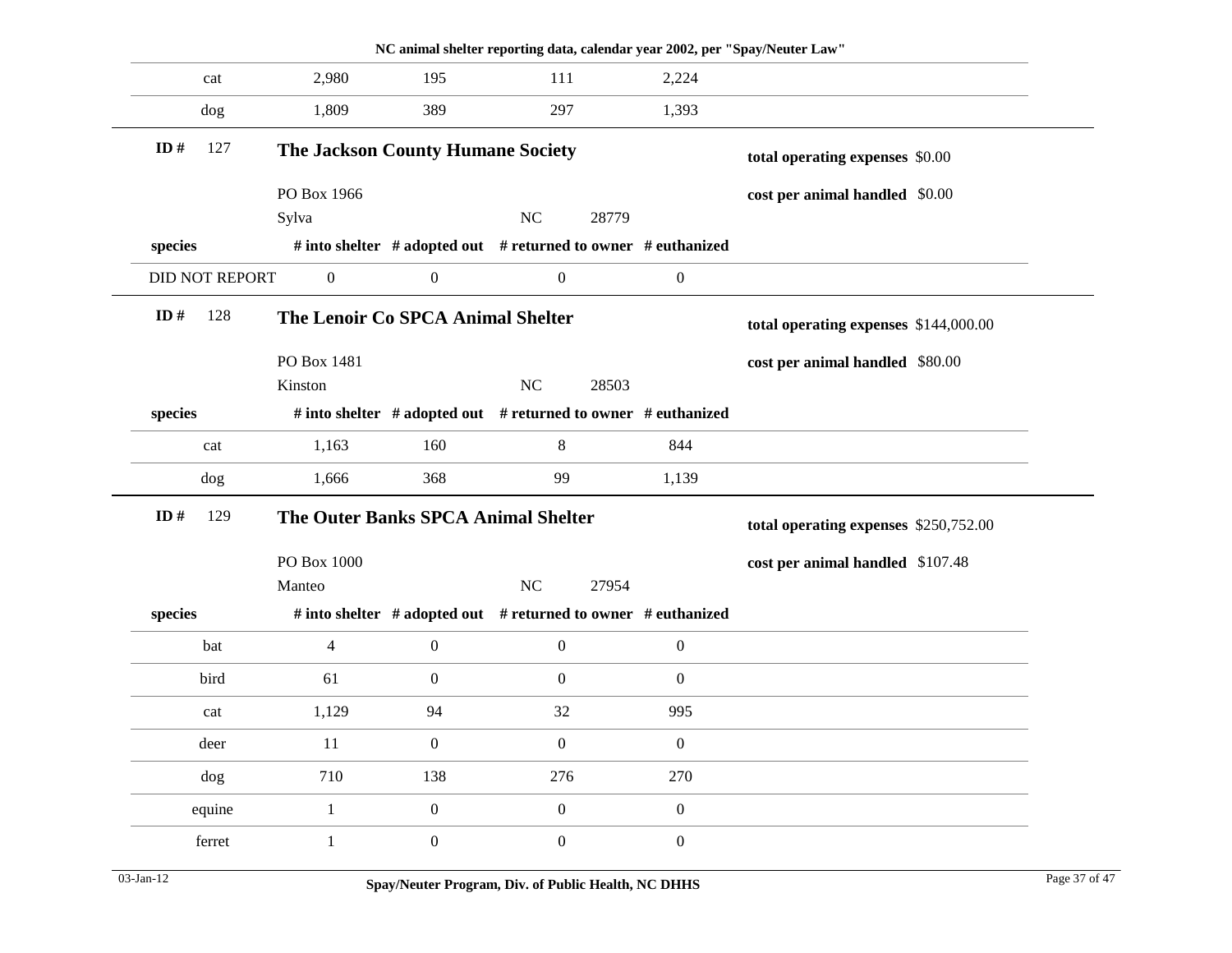| species | # into shelter | # adopted out | # returned to owner | # euthanized |
|---|---|---|---|---|
| cat | 2,980 | 195 | 111 | 2,224 |
| dog | 1,809 | 389 | 297 | 1,393 |

**ID #** 127

## The Jackson County Humane Society

PO Box 1966
Sylva NC 28779

**total operating expenses** $0.00

**cost per animal handled** $0.00

| species | # into shelter | # adopted out | # returned to owner | # euthanized |
|---|---|---|---|---|
| DID NOT REPORT | 0 | 0 | 0 | 0 |

**ID #** 128

## The Lenoir Co SPCA Animal Shelter

PO Box 1481
Kinston NC 28503

**total operating expenses** $144,000.00

**cost per animal handled** $80.00

| species | # into shelter | # adopted out | # returned to owner | # euthanized |
|---|---|---|---|---|
| cat | 1,163 | 160 | 8 | 844 |
| dog | 1,666 | 368 | 99 | 1,139 |

**ID #** 129

## The Outer Banks SPCA Animal Shelter

PO Box 1000
Manteo NC 27954

**total operating expenses** $250,752.00

**cost per animal handled** $107.48

| species | # into shelter | # adopted out | # returned to owner | # euthanized |
|---|---|---|---|---|
| bat | 4 | 0 | 0 | 0 |
| bird | 61 | 0 | 0 | 0 |
| cat | 1,129 | 94 | 32 | 995 |
| deer | 11 | 0 | 0 | 0 |
| dog | 710 | 138 | 276 | 270 |
| equine | 1 | 0 | 0 | 0 |
| ferret | 1 | 0 | 0 | 0 |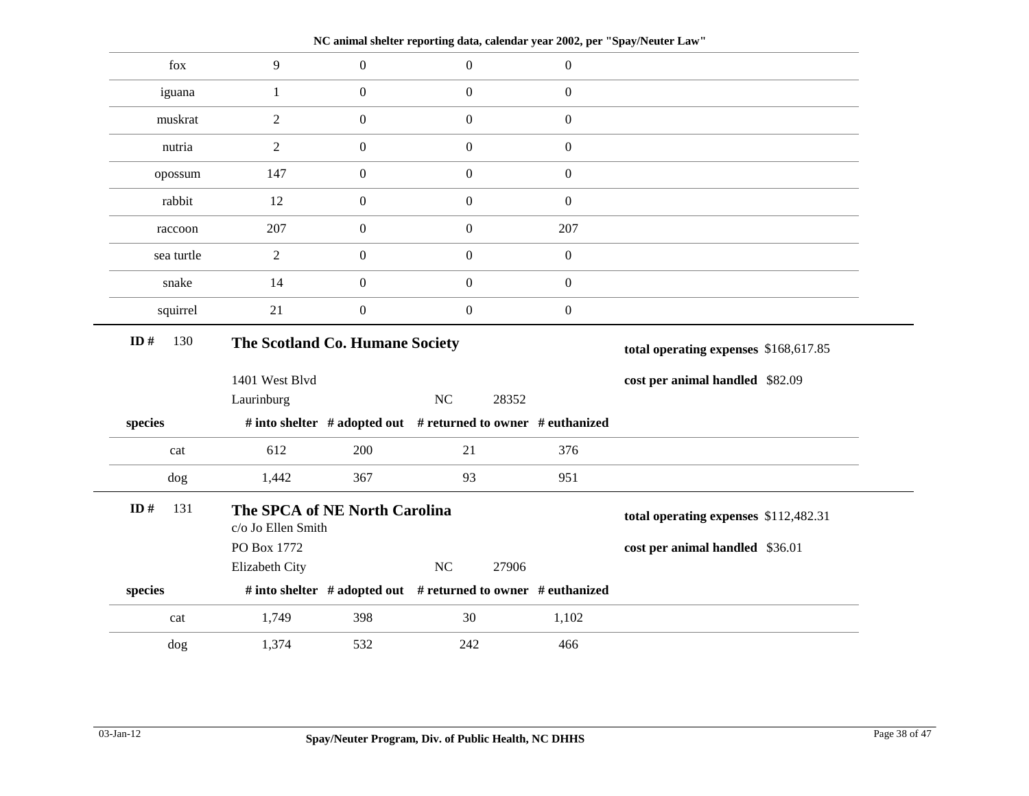NC animal shelter reporting data, calendar year 2002, per "Spay/Neuter Law"

| species | # into shelter | # adopted out | # returned to owner | # euthanized |
|---|---|---|---|---|
| fox | 9 | 0 | 0 | 0 |
| iguana | 1 | 0 | 0 | 0 |
| muskrat | 2 | 0 | 0 | 0 |
| nutria | 2 | 0 | 0 | 0 |
| opossum | 147 | 0 | 0 | 0 |
| rabbit | 12 | 0 | 0 | 0 |
| raccoon | 207 | 0 | 0 | 207 |
| sea turtle | 2 | 0 | 0 | 0 |
| snake | 14 | 0 | 0 | 0 |
| squirrel | 21 | 0 | 0 | 0 |

**ID #** 130

**The Scotland Co. Humane Society**

1401 West Blvd
Laurinburg NC 28352

**total operating expenses** $168,617.85

**cost per animal handled** $82.09

| species | # into shelter | # adopted out | # returned to owner | # euthanized |
|---|---|---|---|---|
| cat | 612 | 200 | 21 | 376 |
| dog | 1,442 | 367 | 93 | 951 |

**ID #** 131

**The SPCA of NE North Carolina**

c/o Jo Ellen Smith
PO Box 1772
Elizabeth City NC 27906

**total operating expenses** $112,482.31

**cost per animal handled** $36.01

| species | # into shelter | # adopted out | # returned to owner | # euthanized |
|---|---|---|---|---|
| cat | 1,749 | 398 | 30 | 1,102 |
| dog | 1,374 | 532 | 242 | 466 |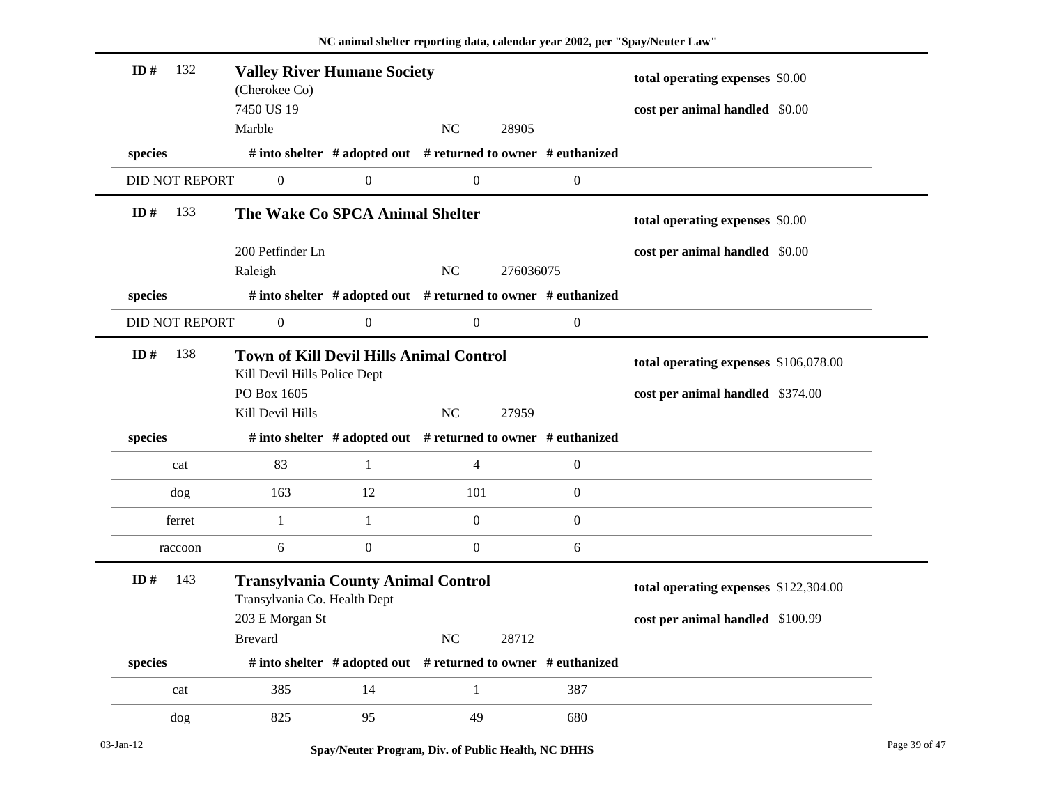## ID # 132 — Valley River Humane Society

(Cherokee Co)
7450 US 19
Marble NC 28905

**total operating expenses** $0.00
**cost per animal handled** $0.00

| species | # into shelter | # adopted out | # returned to owner | # euthanized |
|---|---|---|---|---|
| DID NOT REPORT | 0 | 0 | 0 | 0 |

## ID # 133 — The Wake Co SPCA Animal Shelter

200 Petfinder Ln
Raleigh NC 276036075

**total operating expenses** $0.00
**cost per animal handled** $0.00

| species | # into shelter | # adopted out | # returned to owner | # euthanized |
|---|---|---|---|---|
| DID NOT REPORT | 0 | 0 | 0 | 0 |

## ID # 138 — Town of Kill Devil Hills Animal Control

Kill Devil Hills Police Dept
PO Box 1605
Kill Devil Hills NC 27959

**total operating expenses** $106,078.00
**cost per animal handled** $374.00

| species | # into shelter | # adopted out | # returned to owner | # euthanized |
|---|---|---|---|---|
| cat | 83 | 1 | 4 | 0 |
| dog | 163 | 12 | 101 | 0 |
| ferret | 1 | 1 | 0 | 0 |
| raccoon | 6 | 0 | 0 | 6 |

## ID # 143 — Transylvania County Animal Control

Transylvania Co. Health Dept
203 E Morgan St
Brevard NC 28712

**total operating expenses** $122,304.00
**cost per animal handled** $100.99

| species | # into shelter | # adopted out | # returned to owner | # euthanized |
|---|---|---|---|---|
| cat | 385 | 14 | 1 | 387 |
| dog | 825 | 95 | 49 | 680 |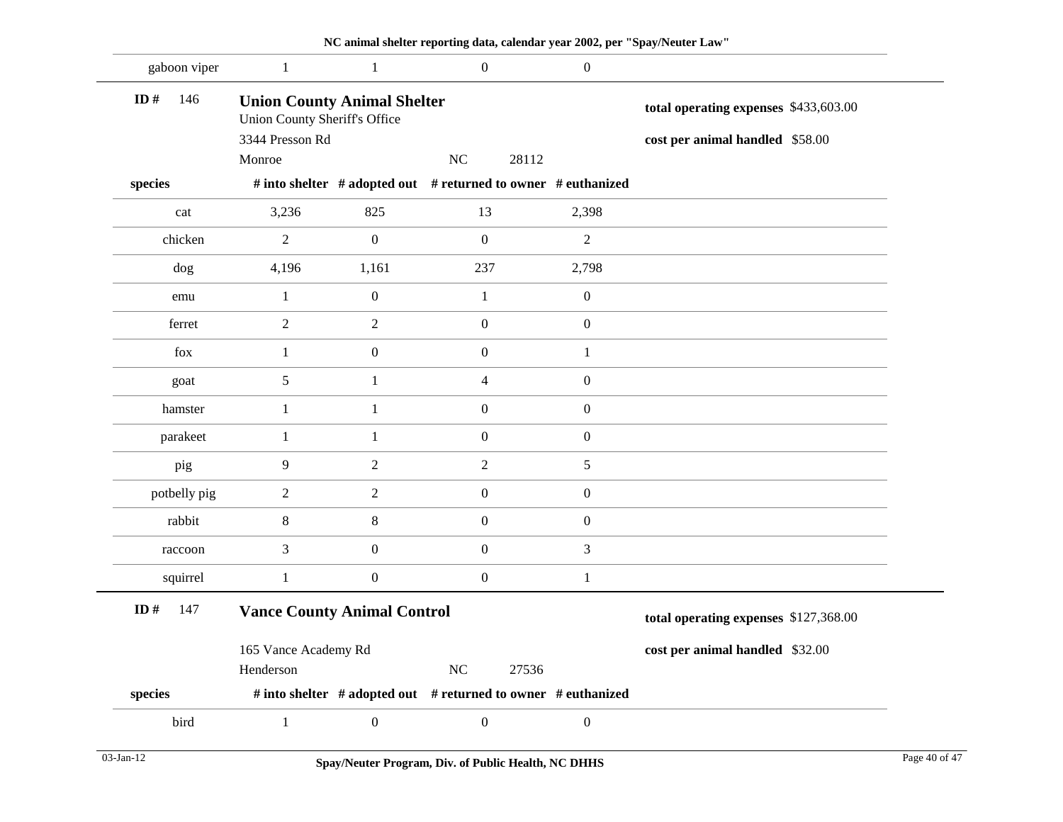| species | # into shelter | # adopted out | # returned to owner | # euthanized |
|---|---|---|---|---|
| gaboon viper | 1 | 1 | 0 | 0 |

**ID #** 146

**Union County Animal Shelter**
Union County Sheriff's Office
3344 Presson Rd
Monroe NC 28112

**total operating expenses** $433,603.00
**cost per animal handled** $58.00

| species | # into shelter | # adopted out | # returned to owner | # euthanized |
|---|---|---|---|---|
| cat | 3,236 | 825 | 13 | 2,398 |
| chicken | 2 | 0 | 0 | 2 |
| dog | 4,196 | 1,161 | 237 | 2,798 |
| emu | 1 | 0 | 1 | 0 |
| ferret | 2 | 2 | 0 | 0 |
| fox | 1 | 0 | 0 | 1 |
| goat | 5 | 1 | 4 | 0 |
| hamster | 1 | 1 | 0 | 0 |
| parakeet | 1 | 1 | 0 | 0 |
| pig | 9 | 2 | 2 | 5 |
| potbelly pig | 2 | 2 | 0 | 0 |
| rabbit | 8 | 8 | 0 | 0 |
| raccoon | 3 | 0 | 0 | 3 |
| squirrel | 1 | 0 | 0 | 1 |

**ID #** 147

**Vance County Animal Control**
165 Vance Academy Rd
Henderson NC 27536

**total operating expenses** $127,368.00
**cost per animal handled** $32.00

| species | # into shelter | # adopted out | # returned to owner | # euthanized |
|---|---|---|---|---|
| bird | 1 | 0 | 0 | 0 |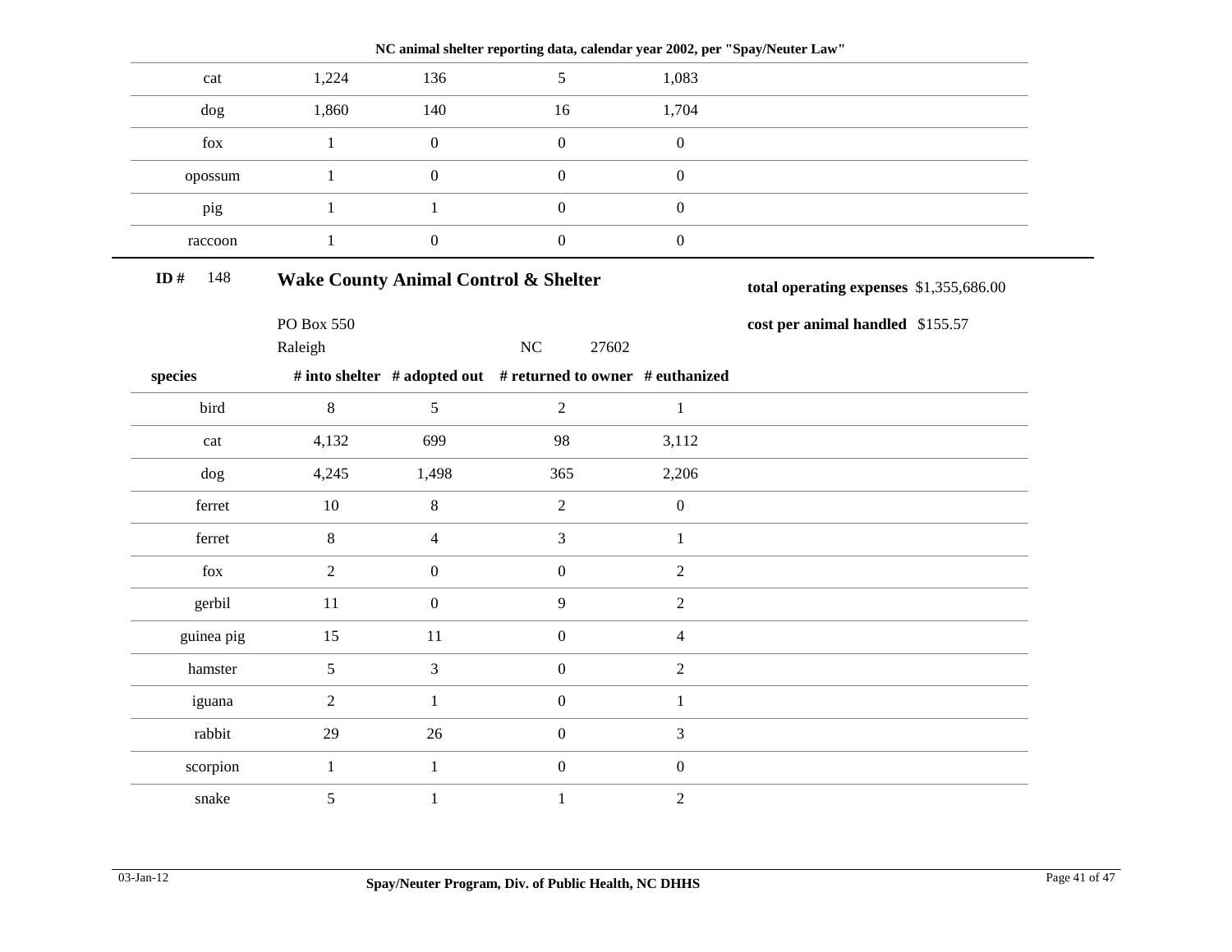NC animal shelter reporting data, calendar year 2002, per "Spay/Neuter Law"

| | | | | |
|---|---|---|---|---|
| cat | 1,224 | 136 | 5 | 1,083 |
| dog | 1,860 | 140 | 16 | 1,704 |
| fox | 1 | 0 | 0 | 0 |
| opossum | 1 | 0 | 0 | 0 |
| pig | 1 | 1 | 0 | 0 |
| raccoon | 1 | 0 | 0 | 0 |

**ID #** 148

## Wake County Animal Control & Shelter

PO Box 550
Raleigh NC 27602

**total operating expenses** $1,355,686.00

**cost per animal handled** $155.57

| species | # into shelter | # adopted out | # returned to owner | # euthanized |
|---|---|---|---|---|
| bird | 8 | 5 | 2 | 1 |
| cat | 4,132 | 699 | 98 | 3,112 |
| dog | 4,245 | 1,498 | 365 | 2,206 |
| ferret | 10 | 8 | 2 | 0 |
| ferret | 8 | 4 | 3 | 1 |
| fox | 2 | 0 | 0 | 2 |
| gerbil | 11 | 0 | 9 | 2 |
| guinea pig | 15 | 11 | 0 | 4 |
| hamster | 5 | 3 | 0 | 2 |
| iguana | 2 | 1 | 0 | 1 |
| rabbit | 29 | 26 | 0 | 3 |
| scorpion | 1 | 1 | 0 | 0 |
| snake | 5 | 1 | 1 | 2 |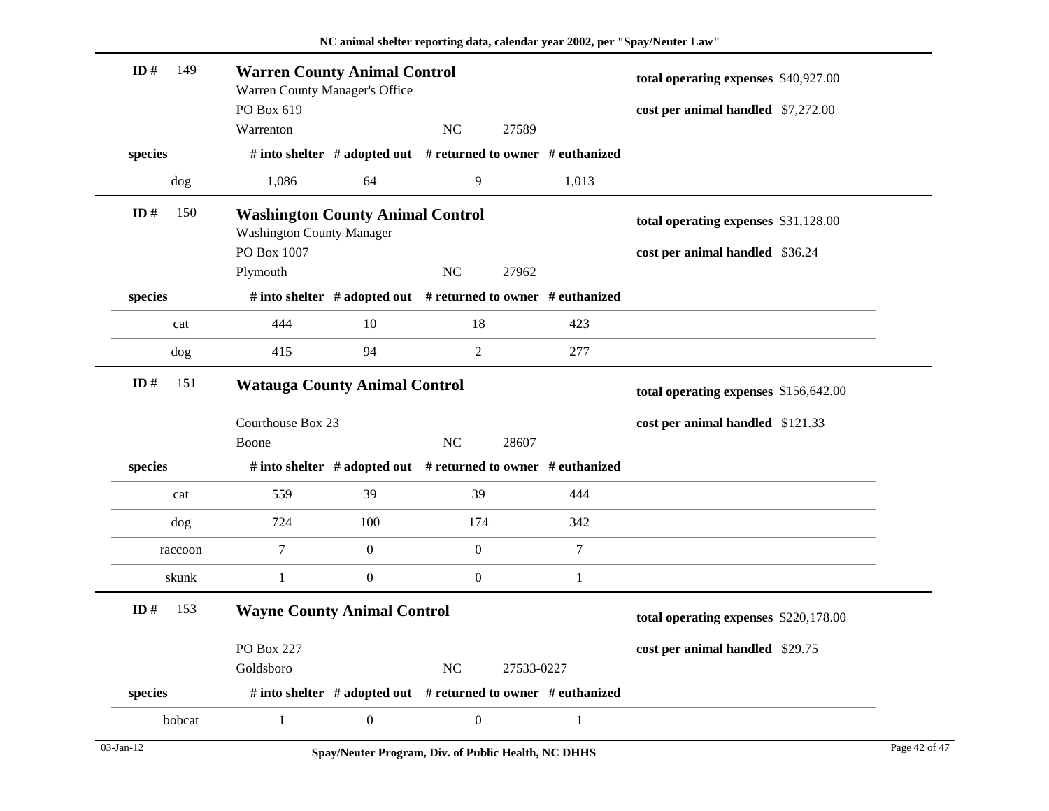| ID # 149 | **Warren County Animal Control** | | | | total operating expenses $40,927.00 |
|---|---|---|---|---|---|
| | Warren County Manager's Office | | | | |
| | PO Box 619 | | | | cost per animal handled $7,272.00 |
| | Warrenton | | NC | 27589 | |

| species | # into shelter | # adopted out | # returned to owner | # euthanized |
|---|---|---|---|---|
| dog | 1,086 | 64 | 9 | 1,013 |

| ID # 150 | **Washington County Animal Control** | | | | total operating expenses $31,128.00 |
|---|---|---|---|---|---|
| | Washington County Manager | | | | |
| | PO Box 1007 | | | | cost per animal handled $36.24 |
| | Plymouth | | NC | 27962 | |

| species | # into shelter | # adopted out | # returned to owner | # euthanized |
|---|---|---|---|---|
| cat | 444 | 10 | 18 | 423 |
| dog | 415 | 94 | 2 | 277 |

| ID # 151 | **Watauga County Animal Control** | | | | total operating expenses $156,642.00 |
|---|---|---|---|---|---|
| | Courthouse Box 23 | | | | cost per animal handled $121.33 |
| | Boone | | NC | 28607 | |

| species | # into shelter | # adopted out | # returned to owner | # euthanized |
|---|---|---|---|---|
| cat | 559 | 39 | 39 | 444 |
| dog | 724 | 100 | 174 | 342 |
| raccoon | 7 | 0 | 0 | 7 |
| skunk | 1 | 0 | 0 | 1 |

| ID # 153 | **Wayne County Animal Control** | | | | total operating expenses $220,178.00 |
|---|---|---|---|---|---|
| | PO Box 227 | | | | cost per animal handled $29.75 |
| | Goldsboro | | NC | 27533-0227 | |

| species | # into shelter | # adopted out | # returned to owner | # euthanized |
|---|---|---|---|---|
| bobcat | 1 | 0 | 0 | 1 |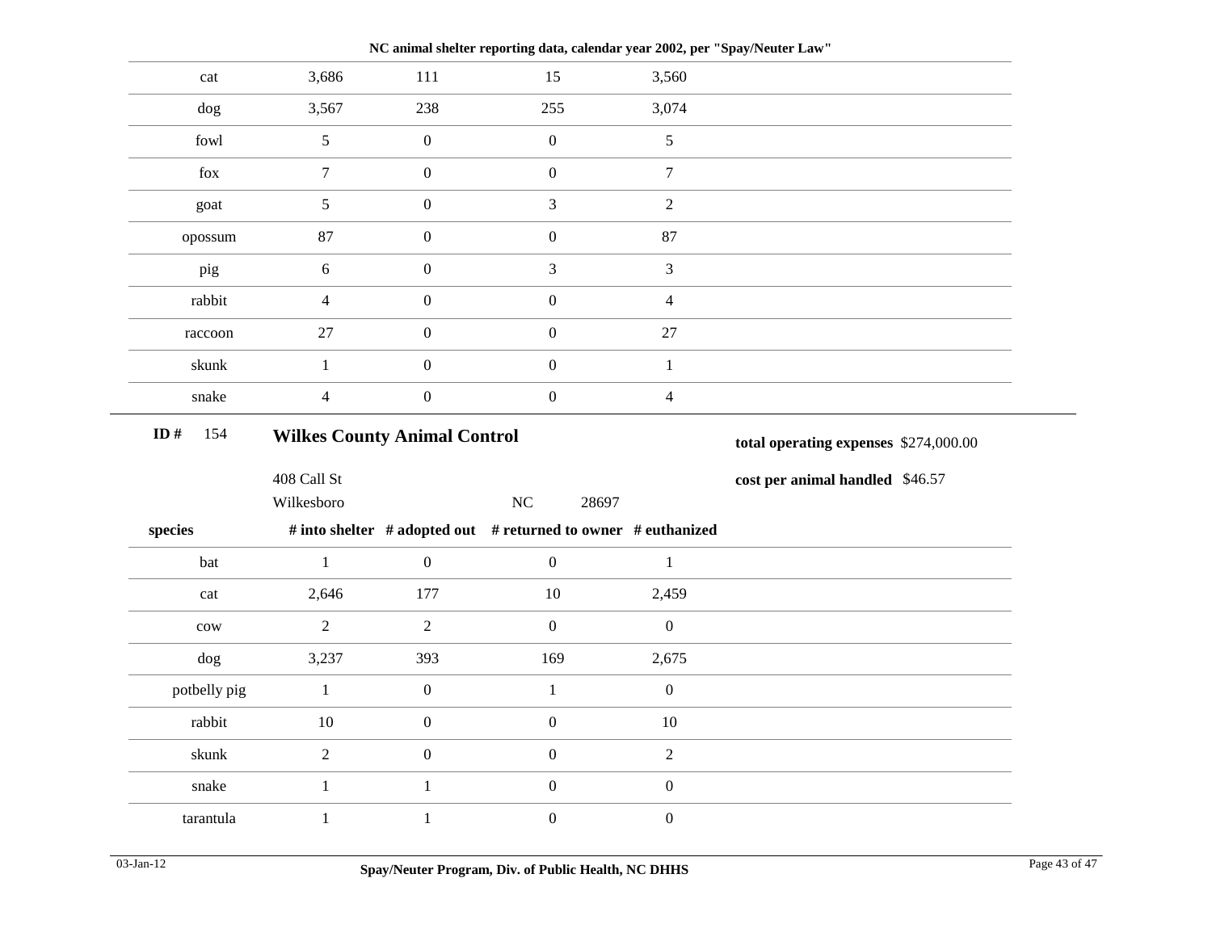| cat | 3,686 | 111 | 15 | 3,560 |
|---|---|---|---|---|
| dog | 3,567 | 238 | 255 | 3,074 |
| fowl | 5 | 0 | 0 | 5 |
| fox | 7 | 0 | 0 | 7 |
| goat | 5 | 0 | 3 | 2 |
| opossum | 87 | 0 | 0 | 87 |
| pig | 6 | 0 | 3 | 3 |
| rabbit | 4 | 0 | 0 | 4 |
| raccoon | 27 | 0 | 0 | 27 |
| skunk | 1 | 0 | 0 | 1 |
| snake | 4 | 0 | 0 | 4 |

**ID #** 154

## Wilkes County Animal Control

408 Call St
Wilkesboro NC 28697

**total operating expenses** $274,000.00

**cost per animal handled** $46.57

| species | # into shelter | # adopted out | # returned to owner | # euthanized |
|---|---|---|---|---|
| bat | 1 | 0 | 0 | 1 |
| cat | 2,646 | 177 | 10 | 2,459 |
| cow | 2 | 2 | 0 | 0 |
| dog | 3,237 | 393 | 169 | 2,675 |
| potbelly pig | 1 | 0 | 1 | 0 |
| rabbit | 10 | 0 | 0 | 10 |
| skunk | 2 | 0 | 0 | 2 |
| snake | 1 | 1 | 0 | 0 |
| tarantula | 1 | 1 | 0 | 0 |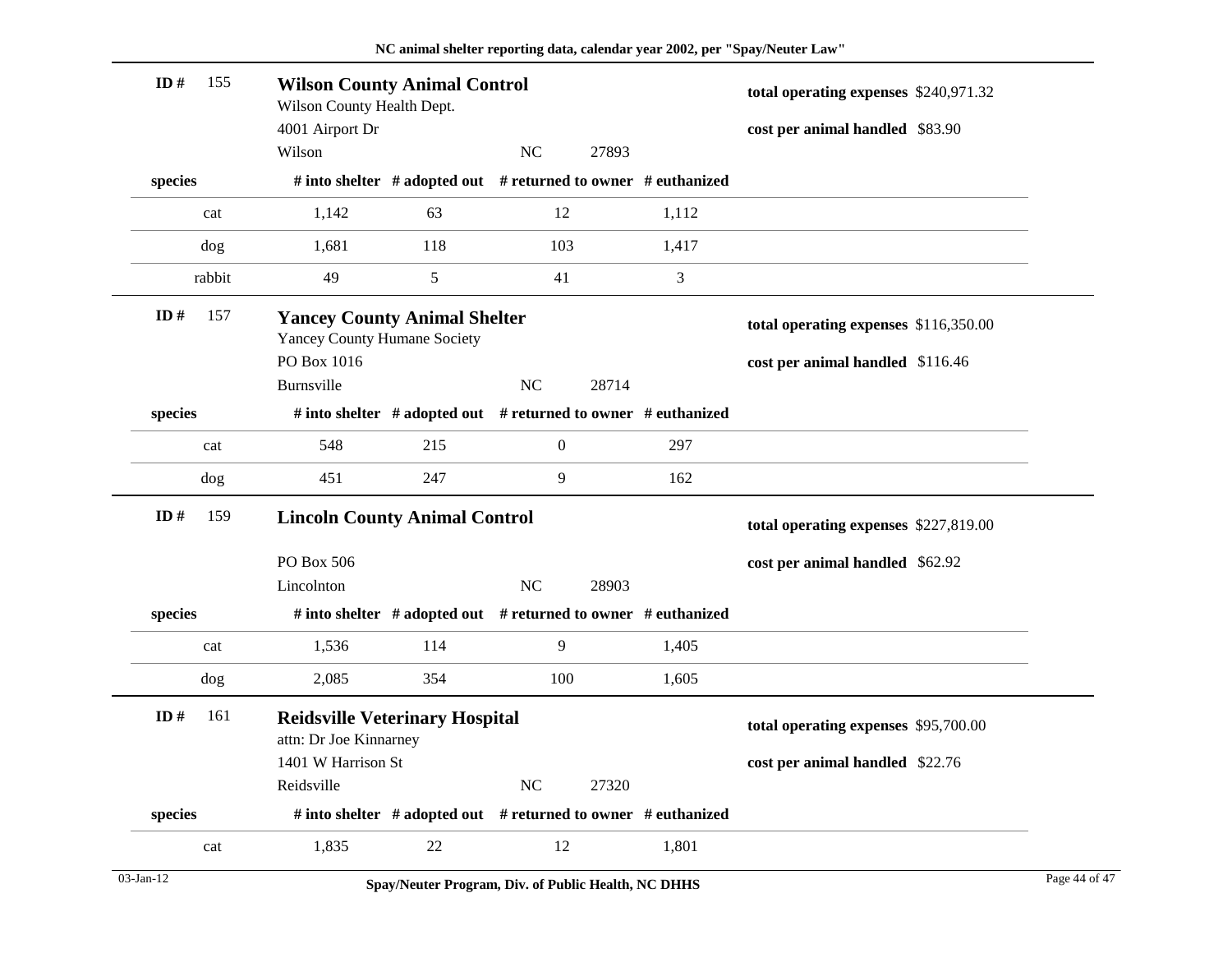**ID #** 155

**Wilson County Animal Control**
Wilson County Health Dept.
4001 Airport Dr
Wilson NC 27893

**total operating expenses** $240,971.32
**cost per animal handled** $83.90

| species | # into shelter | # adopted out | # returned to owner | # euthanized |
|---|---|---|---|---|
| cat | 1,142 | 63 | 12 | 1,112 |
| dog | 1,681 | 118 | 103 | 1,417 |
| rabbit | 49 | 5 | 41 | 3 |

**ID #** 157

**Yancey County Animal Shelter**
Yancey County Humane Society
PO Box 1016
Burnsville NC 28714

**total operating expenses** $116,350.00
**cost per animal handled** $116.46

| species | # into shelter | # adopted out | # returned to owner | # euthanized |
|---|---|---|---|---|
| cat | 548 | 215 | 0 | 297 |
| dog | 451 | 247 | 9 | 162 |

**ID #** 159

**Lincoln County Animal Control**
PO Box 506
Lincolnton NC 28903

**total operating expenses** $227,819.00
**cost per animal handled** $62.92

| species | # into shelter | # adopted out | # returned to owner | # euthanized |
|---|---|---|---|---|
| cat | 1,536 | 114 | 9 | 1,405 |
| dog | 2,085 | 354 | 100 | 1,605 |

**ID #** 161

**Reidsville Veterinary Hospital**
attn: Dr Joe Kinnarney
1401 W Harrison St
Reidsville NC 27320

**total operating expenses** $95,700.00
**cost per animal handled** $22.76

| species | # into shelter | # adopted out | # returned to owner | # euthanized |
|---|---|---|---|---|
| cat | 1,835 | 22 | 12 | 1,801 |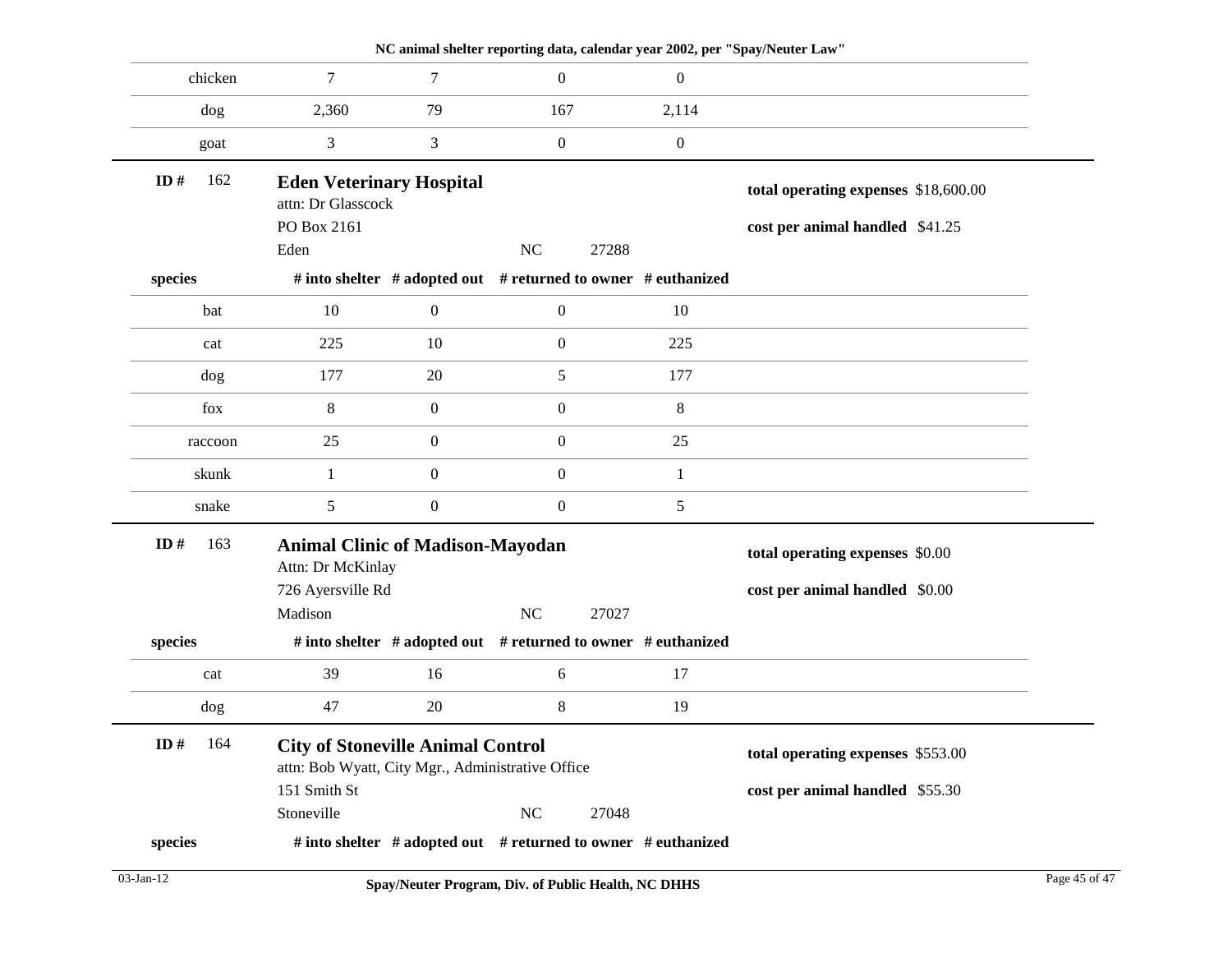| species | # into shelter | # adopted out | # returned to owner | # euthanized |
|---|---|---|---|---|
| chicken | 7 | 7 | 0 | 0 |
| dog | 2,360 | 79 | 167 | 2,114 |
| goat | 3 | 3 | 0 | 0 |

**ID #** 162

## Eden Veterinary Hospital

attn: Dr Glasscock
PO Box 2161
Eden NC 27288

**total operating expenses** $18,600.00

**cost per animal handled** $41.25

| species | # into shelter | # adopted out | # returned to owner | # euthanized |
|---|---|---|---|---|
| bat | 10 | 0 | 0 | 10 |
| cat | 225 | 10 | 0 | 225 |
| dog | 177 | 20 | 5 | 177 |
| fox | 8 | 0 | 0 | 8 |
| raccoon | 25 | 0 | 0 | 25 |
| skunk | 1 | 0 | 0 | 1 |
| snake | 5 | 0 | 0 | 5 |

**ID #** 163

## Animal Clinic of Madison-Mayodan

Attn: Dr McKinlay
726 Ayersville Rd
Madison NC 27027

**total operating expenses** $0.00

**cost per animal handled** $0.00

| species | # into shelter | # adopted out | # returned to owner | # euthanized |
|---|---|---|---|---|
| cat | 39 | 16 | 6 | 17 |
| dog | 47 | 20 | 8 | 19 |

**ID #** 164

## City of Stoneville Animal Control

attn: Bob Wyatt, City Mgr., Administrative Office
151 Smith St
Stoneville NC 27048

**total operating expenses** $553.00

**cost per animal handled** $55.30

| species | # into shelter | # adopted out | # returned to owner | # euthanized |
|---|---|---|---|---|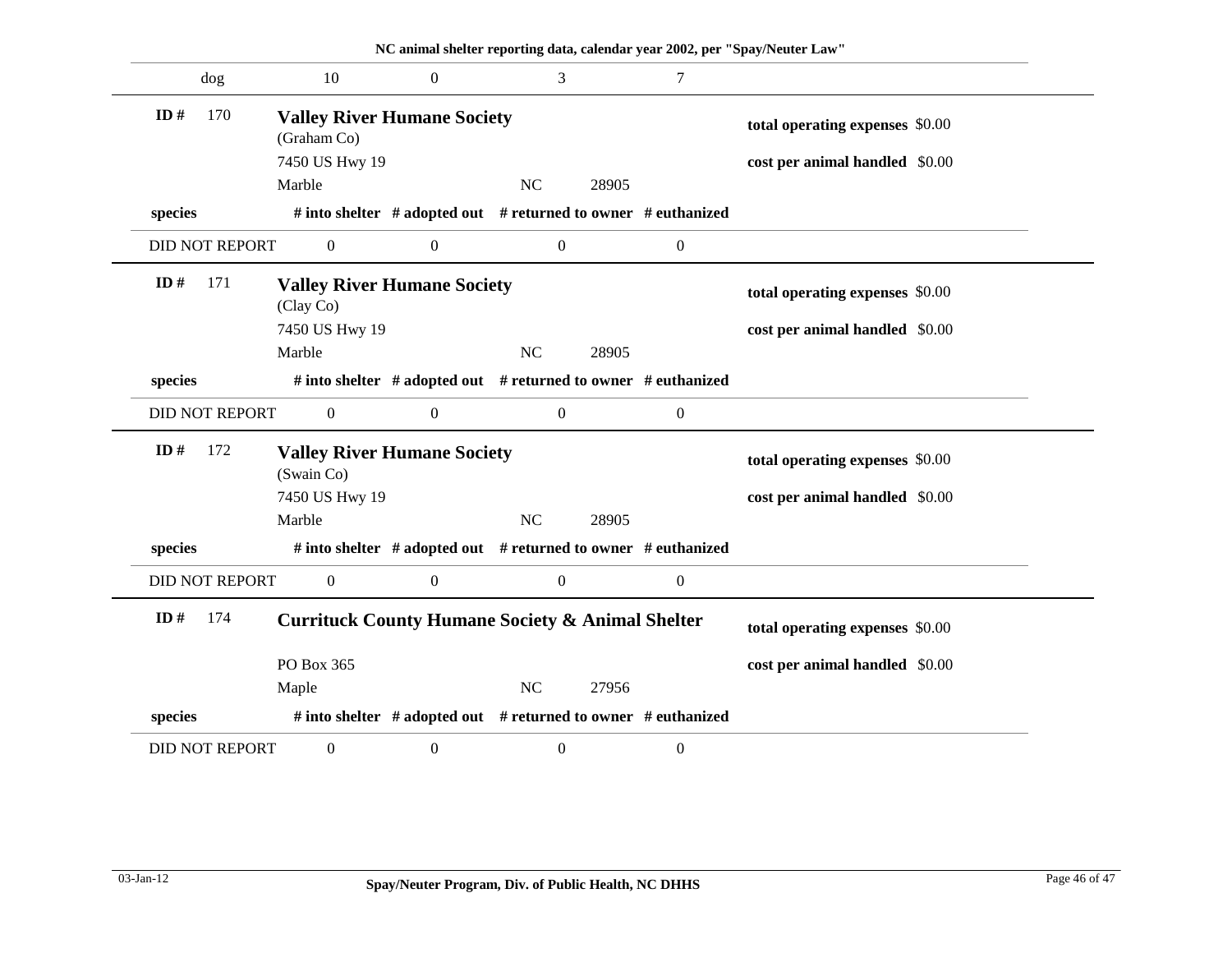| species | # into shelter | # adopted out | # returned to owner | # euthanized |
|---|---|---|---|---|
| dog | 10 | 0 | 3 | 7 |

**ID #** 170

**Valley River Humane Society**
(Graham Co)
7450 US Hwy 19
Marble NC 28905

**total operating expenses** $0.00
**cost per animal handled** $0.00

| species | # into shelter | # adopted out | # returned to owner | # euthanized |
|---|---|---|---|---|
| DID NOT REPORT | 0 | 0 | 0 | 0 |

**ID #** 171

**Valley River Humane Society**
(Clay Co)
7450 US Hwy 19
Marble NC 28905

**total operating expenses** $0.00
**cost per animal handled** $0.00

| species | # into shelter | # adopted out | # returned to owner | # euthanized |
|---|---|---|---|---|
| DID NOT REPORT | 0 | 0 | 0 | 0 |

**ID #** 172

**Valley River Humane Society**
(Swain Co)
7450 US Hwy 19
Marble NC 28905

**total operating expenses** $0.00
**cost per animal handled** $0.00

| species | # into shelter | # adopted out | # returned to owner | # euthanized |
|---|---|---|---|---|
| DID NOT REPORT | 0 | 0 | 0 | 0 |

**ID #** 174

**Currituck County Humane Society & Animal Shelter**
PO Box 365
Maple NC 27956

**total operating expenses** $0.00
**cost per animal handled** $0.00

| species | # into shelter | # adopted out | # returned to owner | # euthanized |
|---|---|---|---|---|
| DID NOT REPORT | 0 | 0 | 0 | 0 |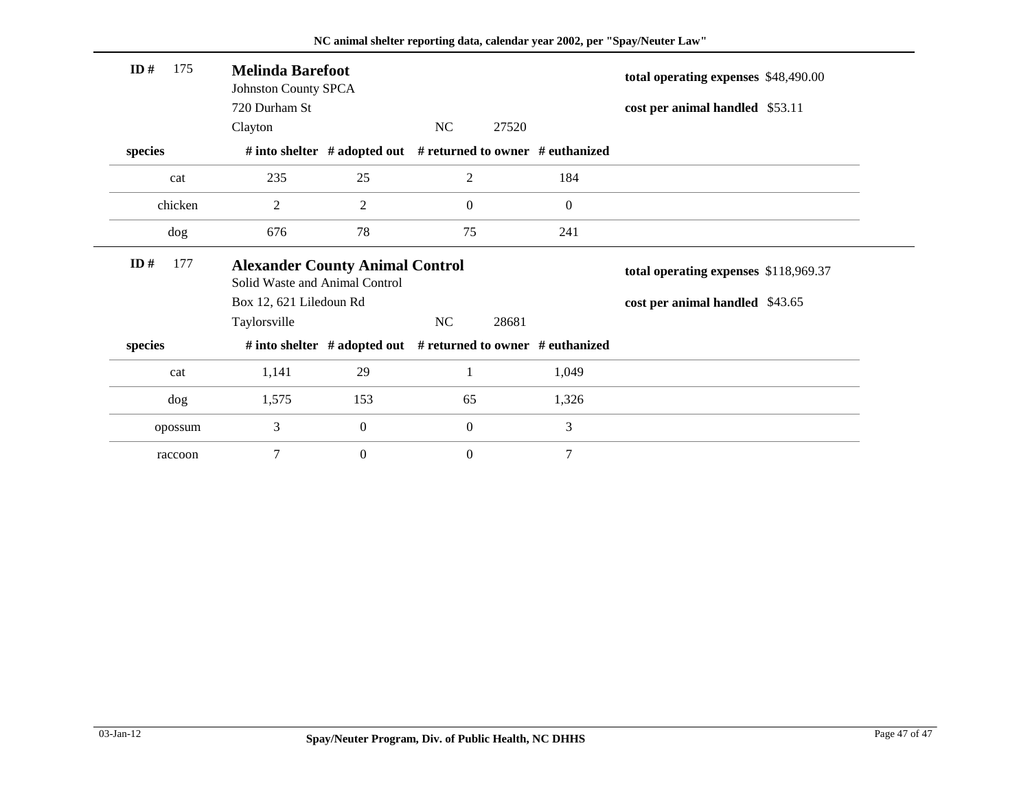**ID #** 175

**Melinda Barefoot**
Johnston County SPCA
720 Durham St
Clayton NC 27520

**total operating expenses** $48,490.00
**cost per animal handled** $53.11

| species | # into shelter | # adopted out | # returned to owner | # euthanized |
|---|---|---|---|---|
| cat | 235 | 25 | 2 | 184 |
| chicken | 2 | 2 | 0 | 0 |
| dog | 676 | 78 | 75 | 241 |

**ID #** 177

**Alexander County Animal Control**
Solid Waste and Animal Control
Box 12, 621 Liledoun Rd
Taylorsville NC 28681

**total operating expenses** $118,969.37
**cost per animal handled** $43.65

| species | # into shelter | # adopted out | # returned to owner | # euthanized |
|---|---|---|---|---|
| cat | 1,141 | 29 | 1 | 1,049 |
| dog | 1,575 | 153 | 65 | 1,326 |
| opossum | 3 | 0 | 0 | 3 |
| raccoon | 7 | 0 | 0 | 7 |